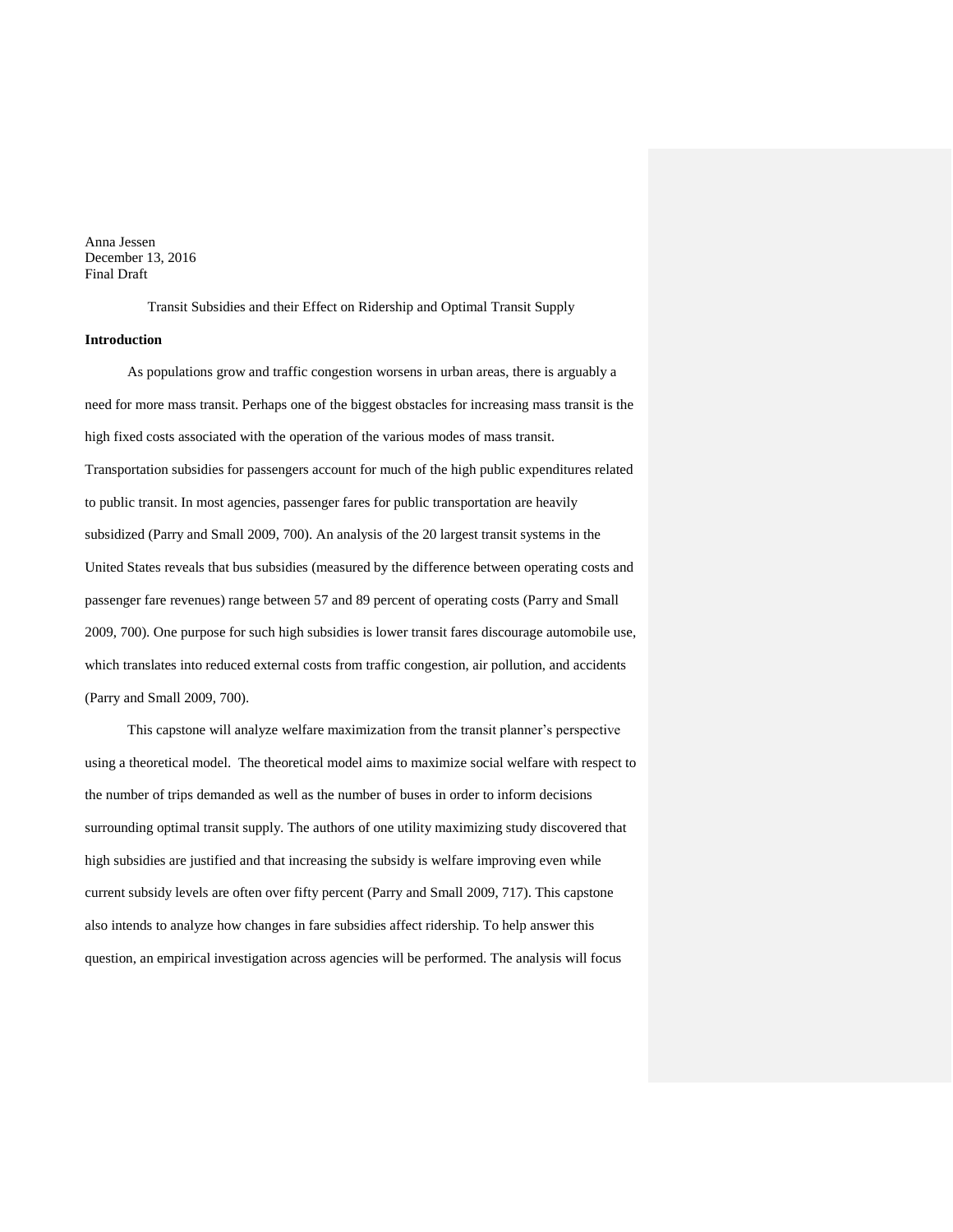Anna Jessen
December 13, 2016
Final Draft

Transit Subsidies and their Effect on Ridership and Optimal Transit Supply

**Introduction**

As populations grow and traffic congestion worsens in urban areas, there is arguably a need for more mass transit. Perhaps one of the biggest obstacles for increasing mass transit is the high fixed costs associated with the operation of the various modes of mass transit. Transportation subsidies for passengers account for much of the high public expenditures related to public transit. In most agencies, passenger fares for public transportation are heavily subsidized (Parry and Small 2009, 700). An analysis of the 20 largest transit systems in the United States reveals that bus subsidies (measured by the difference between operating costs and passenger fare revenues) range between 57 and 89 percent of operating costs (Parry and Small 2009, 700). One purpose for such high subsidies is lower transit fares discourage automobile use, which translates into reduced external costs from traffic congestion, air pollution, and accidents (Parry and Small 2009, 700).

This capstone will analyze welfare maximization from the transit planner's perspective using a theoretical model. The theoretical model aims to maximize social welfare with respect to the number of trips demanded as well as the number of buses in order to inform decisions surrounding optimal transit supply. The authors of one utility maximizing study discovered that high subsidies are justified and that increasing the subsidy is welfare improving even while current subsidy levels are often over fifty percent (Parry and Small 2009, 717). This capstone also intends to analyze how changes in fare subsidies affect ridership. To help answer this question, an empirical investigation across agencies will be performed. The analysis will focus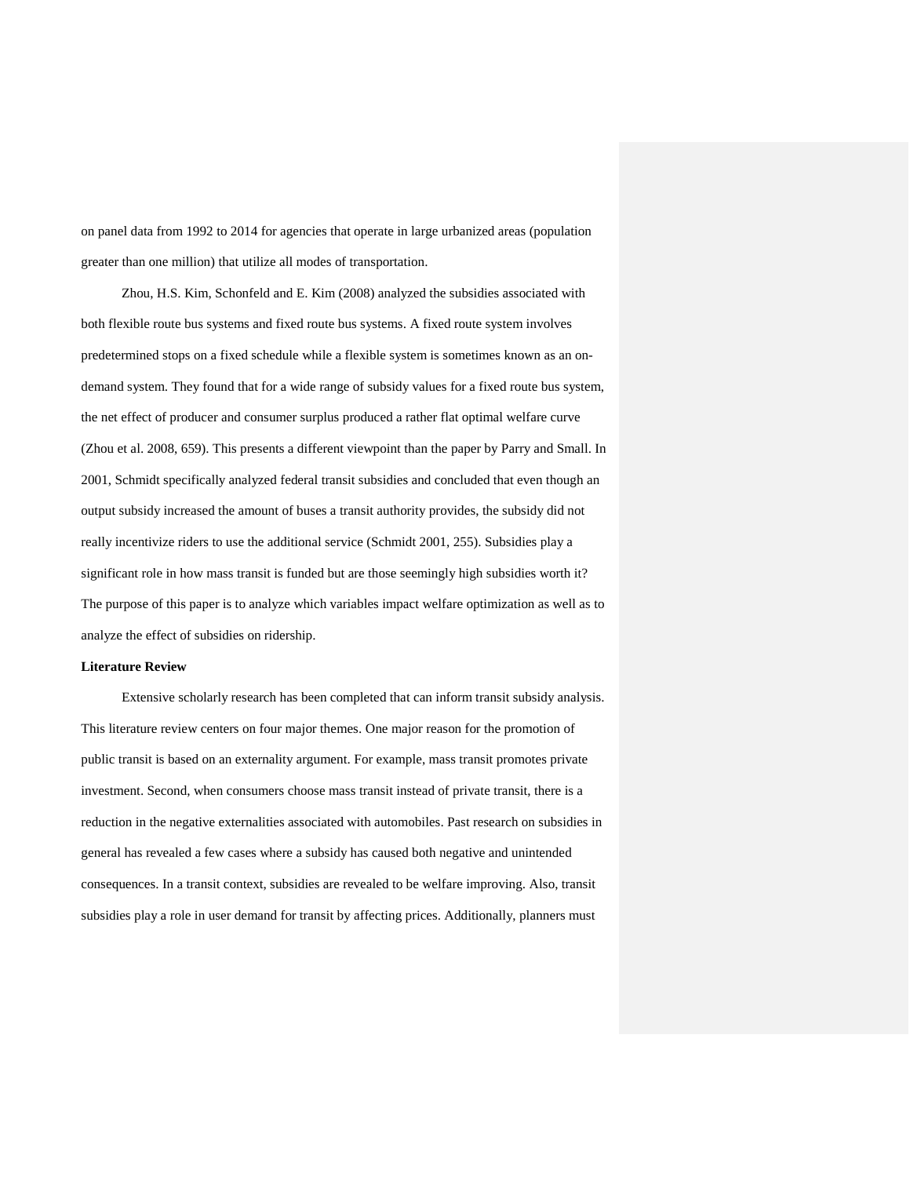on panel data from 1992 to 2014 for agencies that operate in large urbanized areas (population greater than one million) that utilize all modes of transportation.

Zhou, H.S. Kim, Schonfeld and E. Kim (2008) analyzed the subsidies associated with both flexible route bus systems and fixed route bus systems. A fixed route system involves predetermined stops on a fixed schedule while a flexible system is sometimes known as an on-demand system. They found that for a wide range of subsidy values for a fixed route bus system, the net effect of producer and consumer surplus produced a rather flat optimal welfare curve (Zhou et al. 2008, 659). This presents a different viewpoint than the paper by Parry and Small. In 2001, Schmidt specifically analyzed federal transit subsidies and concluded that even though an output subsidy increased the amount of buses a transit authority provides, the subsidy did not really incentivize riders to use the additional service (Schmidt 2001, 255). Subsidies play a significant role in how mass transit is funded but are those seemingly high subsidies worth it? The purpose of this paper is to analyze which variables impact welfare optimization as well as to analyze the effect of subsidies on ridership.

**Literature Review**

Extensive scholarly research has been completed that can inform transit subsidy analysis. This literature review centers on four major themes. One major reason for the promotion of public transit is based on an externality argument. For example, mass transit promotes private investment. Second, when consumers choose mass transit instead of private transit, there is a reduction in the negative externalities associated with automobiles. Past research on subsidies in general has revealed a few cases where a subsidy has caused both negative and unintended consequences. In a transit context, subsidies are revealed to be welfare improving. Also, transit subsidies play a role in user demand for transit by affecting prices. Additionally, planners must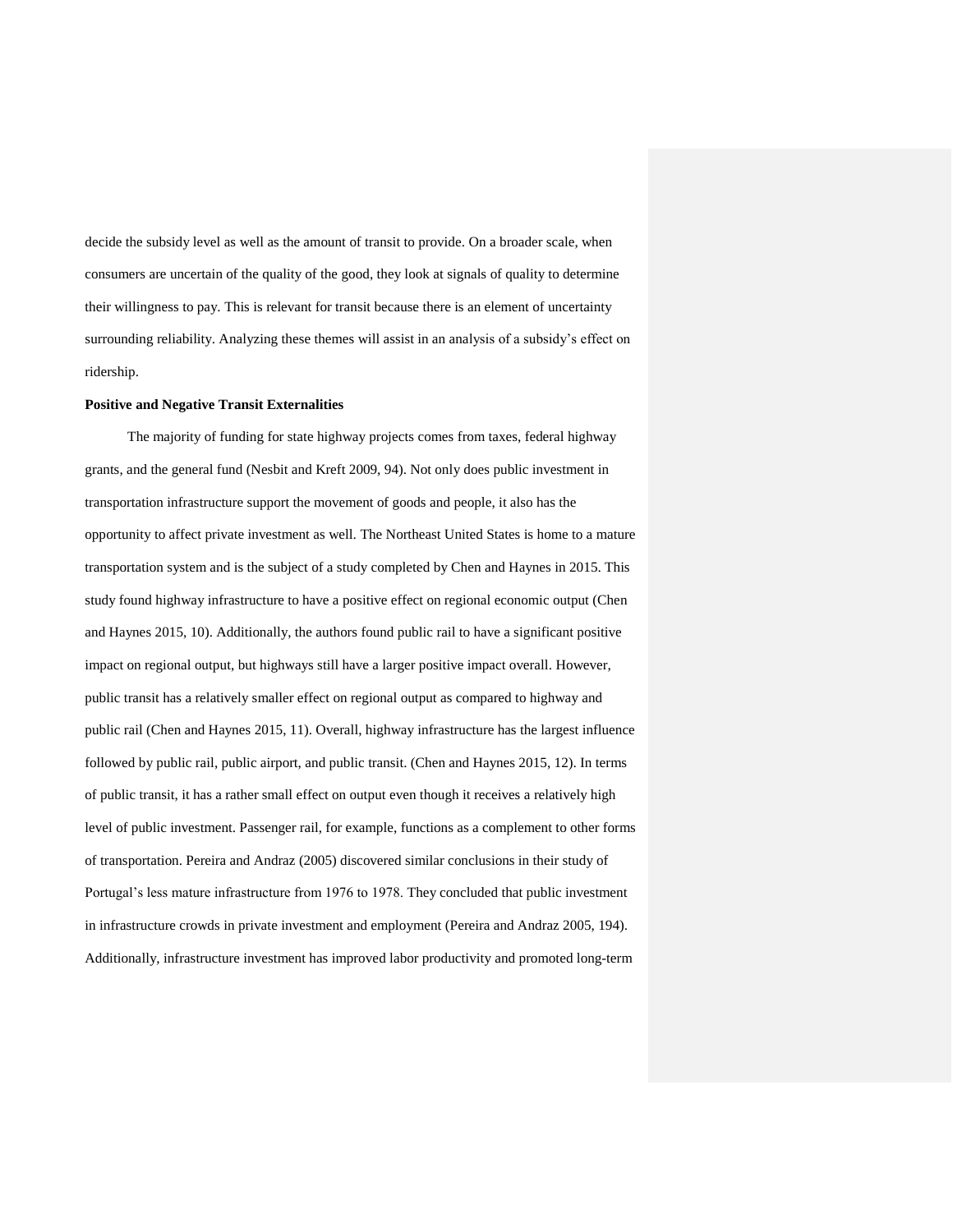decide the subsidy level as well as the amount of transit to provide. On a broader scale, when consumers are uncertain of the quality of the good, they look at signals of quality to determine their willingness to pay. This is relevant for transit because there is an element of uncertainty surrounding reliability. Analyzing these themes will assist in an analysis of a subsidy's effect on ridership.

**Positive and Negative Transit Externalities**

The majority of funding for state highway projects comes from taxes, federal highway grants, and the general fund (Nesbit and Kreft 2009, 94). Not only does public investment in transportation infrastructure support the movement of goods and people, it also has the opportunity to affect private investment as well. The Northeast United States is home to a mature transportation system and is the subject of a study completed by Chen and Haynes in 2015. This study found highway infrastructure to have a positive effect on regional economic output (Chen and Haynes 2015, 10). Additionally, the authors found public rail to have a significant positive impact on regional output, but highways still have a larger positive impact overall. However, public transit has a relatively smaller effect on regional output as compared to highway and public rail (Chen and Haynes 2015, 11). Overall, highway infrastructure has the largest influence followed by public rail, public airport, and public transit. (Chen and Haynes 2015, 12). In terms of public transit, it has a rather small effect on output even though it receives a relatively high level of public investment. Passenger rail, for example, functions as a complement to other forms of transportation. Pereira and Andraz (2005) discovered similar conclusions in their study of Portugal's less mature infrastructure from 1976 to 1978. They concluded that public investment in infrastructure crowds in private investment and employment (Pereira and Andraz 2005, 194). Additionally, infrastructure investment has improved labor productivity and promoted long-term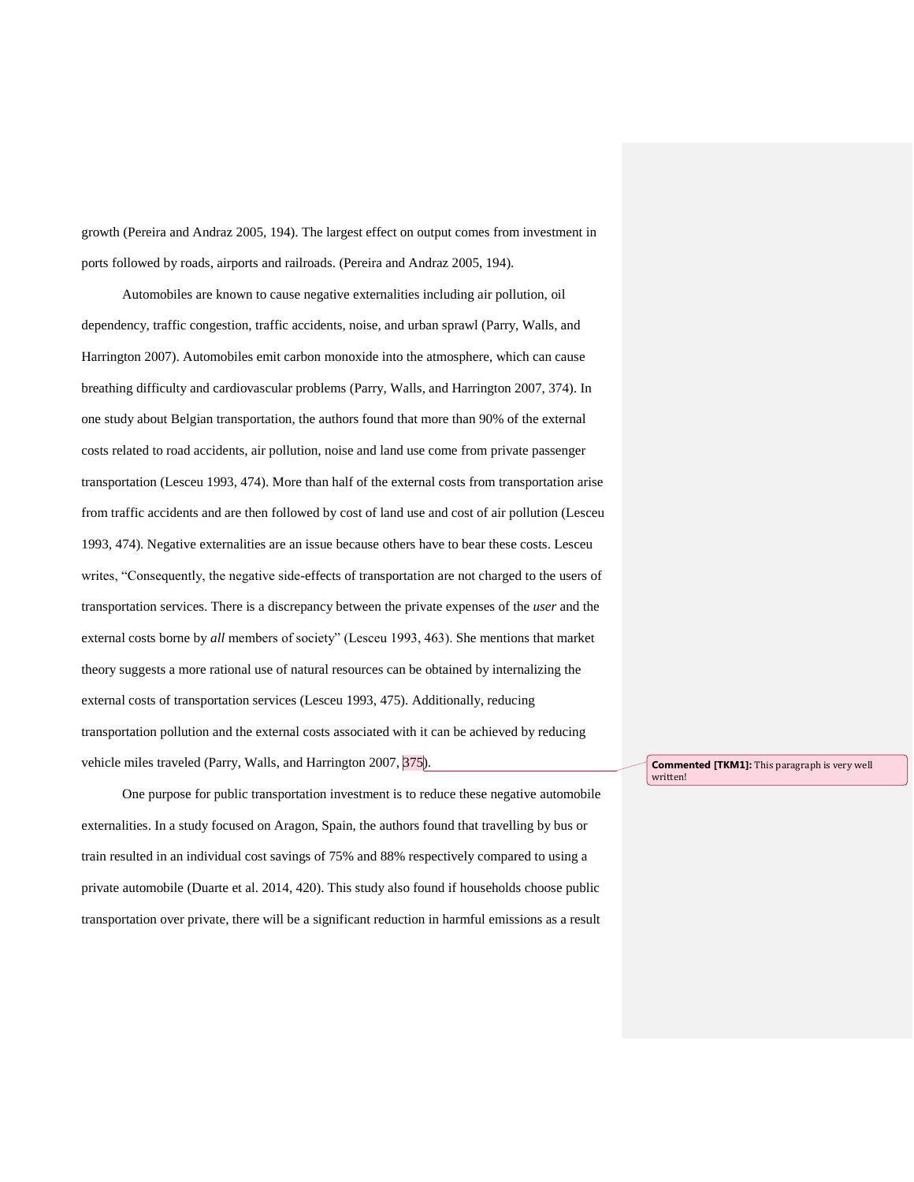growth (Pereira and Andraz 2005, 194). The largest effect on output comes from investment in ports followed by roads, airports and railroads. (Pereira and Andraz 2005, 194).

Automobiles are known to cause negative externalities including air pollution, oil dependency, traffic congestion, traffic accidents, noise, and urban sprawl (Parry, Walls, and Harrington 2007). Automobiles emit carbon monoxide into the atmosphere, which can cause breathing difficulty and cardiovascular problems (Parry, Walls, and Harrington 2007, 374). In one study about Belgian transportation, the authors found that more than 90% of the external costs related to road accidents, air pollution, noise and land use come from private passenger transportation (Lesceu 1993, 474). More than half of the external costs from transportation arise from traffic accidents and are then followed by cost of land use and cost of air pollution (Lesceu 1993, 474). Negative externalities are an issue because others have to bear these costs. Lesceu writes, "Consequently, the negative side-effects of transportation are not charged to the users of transportation services. There is a discrepancy between the private expenses of the *user* and the external costs borne by *all* members of society" (Lesceu 1993, 463). She mentions that market theory suggests a more rational use of natural resources can be obtained by internalizing the external costs of transportation services (Lesceu 1993, 475). Additionally, reducing transportation pollution and the external costs associated with it can be achieved by reducing vehicle miles traveled (Parry, Walls, and Harrington 2007, 375).

**Commented [TKM1]:** This paragraph is very well written!

One purpose for public transportation investment is to reduce these negative automobile externalities. In a study focused on Aragon, Spain, the authors found that travelling by bus or train resulted in an individual cost savings of 75% and 88% respectively compared to using a private automobile (Duarte et al. 2014, 420). This study also found if households choose public transportation over private, there will be a significant reduction in harmful emissions as a result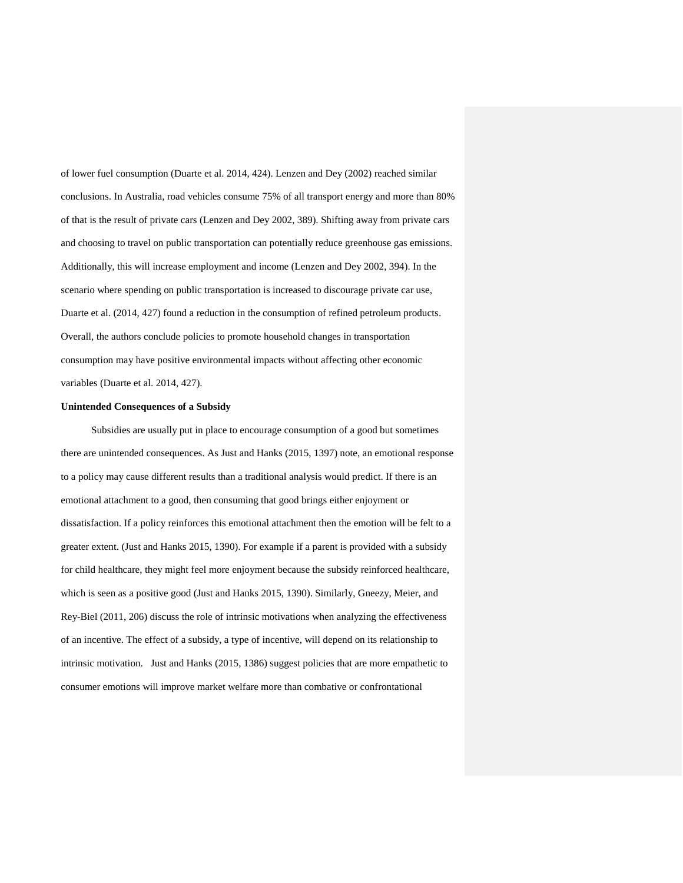of lower fuel consumption (Duarte et al. 2014, 424). Lenzen and Dey (2002) reached similar conclusions. In Australia, road vehicles consume 75% of all transport energy and more than 80% of that is the result of private cars (Lenzen and Dey 2002, 389). Shifting away from private cars and choosing to travel on public transportation can potentially reduce greenhouse gas emissions. Additionally, this will increase employment and income (Lenzen and Dey 2002, 394). In the scenario where spending on public transportation is increased to discourage private car use, Duarte et al. (2014, 427) found a reduction in the consumption of refined petroleum products. Overall, the authors conclude policies to promote household changes in transportation consumption may have positive environmental impacts without affecting other economic variables (Duarte et al. 2014, 427).

**Unintended Consequences of a Subsidy**

Subsidies are usually put in place to encourage consumption of a good but sometimes there are unintended consequences. As Just and Hanks (2015, 1397) note, an emotional response to a policy may cause different results than a traditional analysis would predict. If there is an emotional attachment to a good, then consuming that good brings either enjoyment or dissatisfaction. If a policy reinforces this emotional attachment then the emotion will be felt to a greater extent. (Just and Hanks 2015, 1390). For example if a parent is provided with a subsidy for child healthcare, they might feel more enjoyment because the subsidy reinforced healthcare, which is seen as a positive good (Just and Hanks 2015, 1390). Similarly, Gneezy, Meier, and Rey-Biel (2011, 206) discuss the role of intrinsic motivations when analyzing the effectiveness of an incentive. The effect of a subsidy, a type of incentive, will depend on its relationship to intrinsic motivation. Just and Hanks (2015, 1386) suggest policies that are more empathetic to consumer emotions will improve market welfare more than combative or confrontational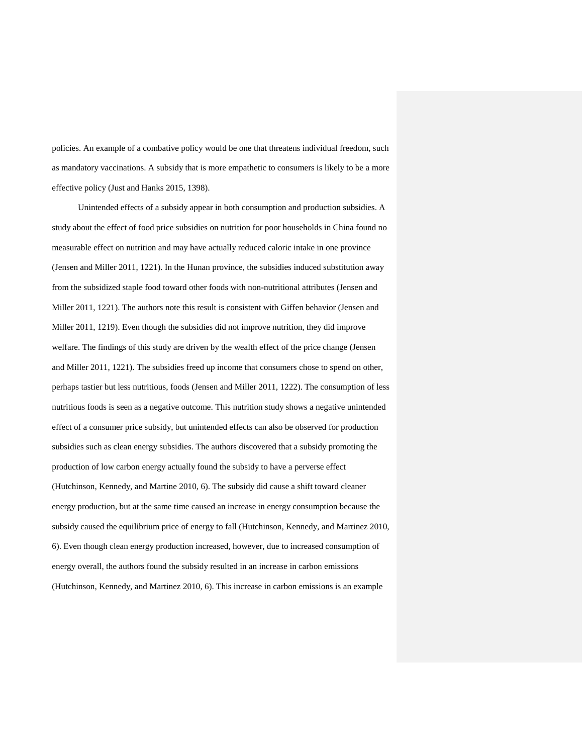policies. An example of a combative policy would be one that threatens individual freedom, such as mandatory vaccinations. A subsidy that is more empathetic to consumers is likely to be a more effective policy (Just and Hanks 2015, 1398).

Unintended effects of a subsidy appear in both consumption and production subsidies. A study about the effect of food price subsidies on nutrition for poor households in China found no measurable effect on nutrition and may have actually reduced caloric intake in one province (Jensen and Miller 2011, 1221). In the Hunan province, the subsidies induced substitution away from the subsidized staple food toward other foods with non-nutritional attributes (Jensen and Miller 2011, 1221). The authors note this result is consistent with Giffen behavior (Jensen and Miller 2011, 1219). Even though the subsidies did not improve nutrition, they did improve welfare. The findings of this study are driven by the wealth effect of the price change (Jensen and Miller 2011, 1221). The subsidies freed up income that consumers chose to spend on other, perhaps tastier but less nutritious, foods (Jensen and Miller 2011, 1222). The consumption of less nutritious foods is seen as a negative outcome. This nutrition study shows a negative unintended effect of a consumer price subsidy, but unintended effects can also be observed for production subsidies such as clean energy subsidies. The authors discovered that a subsidy promoting the production of low carbon energy actually found the subsidy to have a perverse effect (Hutchinson, Kennedy, and Martine 2010, 6). The subsidy did cause a shift toward cleaner energy production, but at the same time caused an increase in energy consumption because the subsidy caused the equilibrium price of energy to fall (Hutchinson, Kennedy, and Martinez 2010, 6). Even though clean energy production increased, however, due to increased consumption of energy overall, the authors found the subsidy resulted in an increase in carbon emissions (Hutchinson, Kennedy, and Martinez 2010, 6). This increase in carbon emissions is an example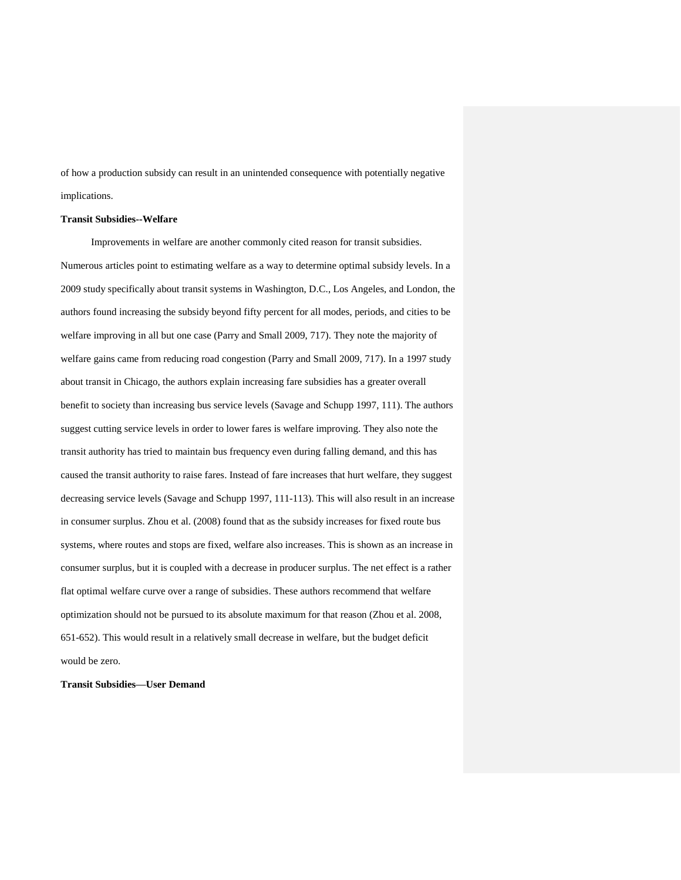of how a production subsidy can result in an unintended consequence with potentially negative implications.

**Transit Subsidies--Welfare**

Improvements in welfare are another commonly cited reason for transit subsidies. Numerous articles point to estimating welfare as a way to determine optimal subsidy levels. In a 2009 study specifically about transit systems in Washington, D.C., Los Angeles, and London, the authors found increasing the subsidy beyond fifty percent for all modes, periods, and cities to be welfare improving in all but one case (Parry and Small 2009, 717). They note the majority of welfare gains came from reducing road congestion (Parry and Small 2009, 717). In a 1997 study about transit in Chicago, the authors explain increasing fare subsidies has a greater overall benefit to society than increasing bus service levels (Savage and Schupp 1997, 111). The authors suggest cutting service levels in order to lower fares is welfare improving. They also note the transit authority has tried to maintain bus frequency even during falling demand, and this has caused the transit authority to raise fares. Instead of fare increases that hurt welfare, they suggest decreasing service levels (Savage and Schupp 1997, 111-113). This will also result in an increase in consumer surplus. Zhou et al. (2008) found that as the subsidy increases for fixed route bus systems, where routes and stops are fixed, welfare also increases. This is shown as an increase in consumer surplus, but it is coupled with a decrease in producer surplus. The net effect is a rather flat optimal welfare curve over a range of subsidies. These authors recommend that welfare optimization should not be pursued to its absolute maximum for that reason (Zhou et al. 2008, 651-652). This would result in a relatively small decrease in welfare, but the budget deficit would be zero.

**Transit Subsidies—User Demand**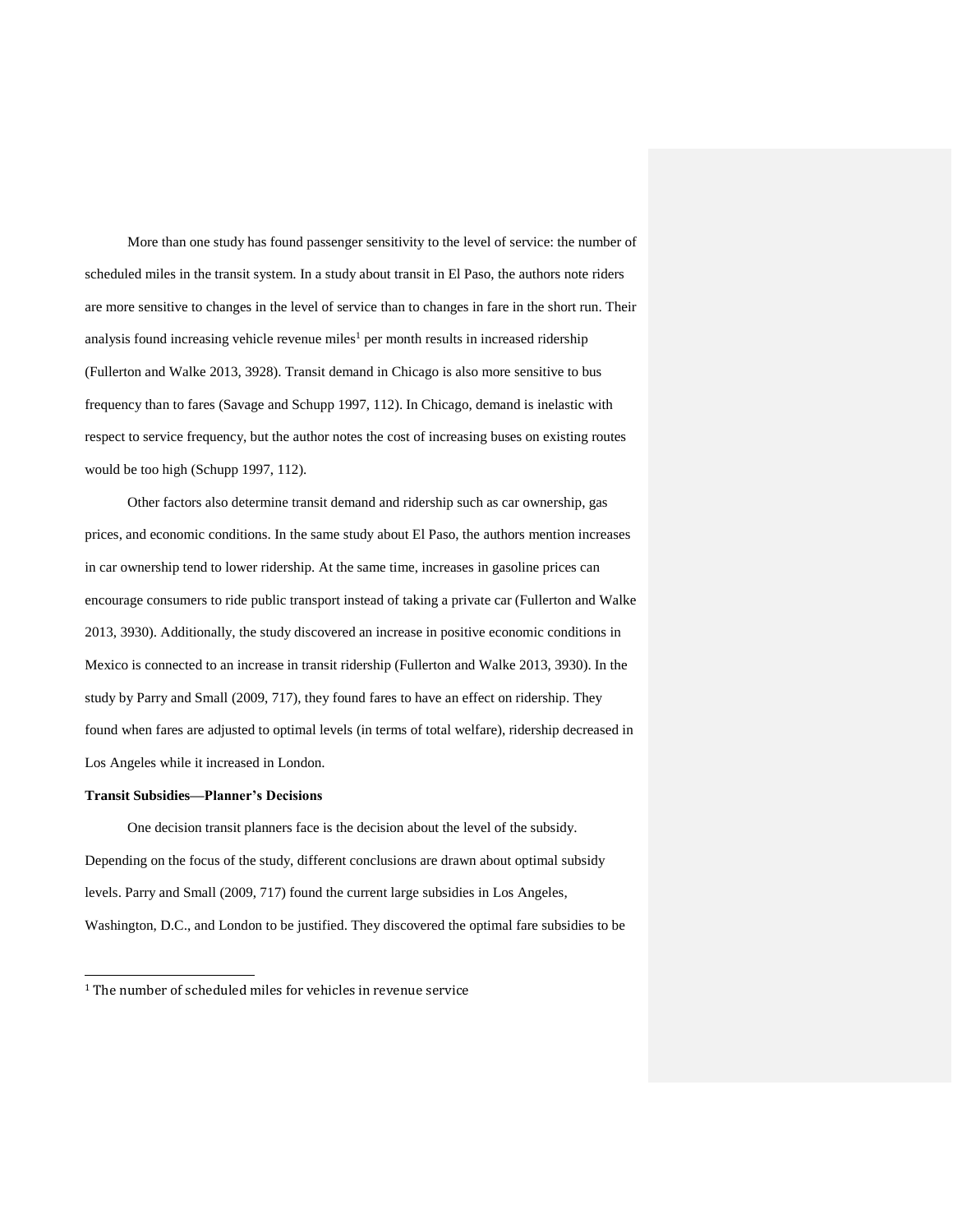More than one study has found passenger sensitivity to the level of service: the number of scheduled miles in the transit system. In a study about transit in El Paso, the authors note riders are more sensitive to changes in the level of service than to changes in fare in the short run. Their analysis found increasing vehicle revenue miles[1] per month results in increased ridership (Fullerton and Walke 2013, 3928). Transit demand in Chicago is also more sensitive to bus frequency than to fares (Savage and Schupp 1997, 112). In Chicago, demand is inelastic with respect to service frequency, but the author notes the cost of increasing buses on existing routes would be too high (Schupp 1997, 112).

Other factors also determine transit demand and ridership such as car ownership, gas prices, and economic conditions. In the same study about El Paso, the authors mention increases in car ownership tend to lower ridership. At the same time, increases in gasoline prices can encourage consumers to ride public transport instead of taking a private car (Fullerton and Walke 2013, 3930). Additionally, the study discovered an increase in positive economic conditions in Mexico is connected to an increase in transit ridership (Fullerton and Walke 2013, 3930). In the study by Parry and Small (2009, 717), they found fares to have an effect on ridership. They found when fares are adjusted to optimal levels (in terms of total welfare), ridership decreased in Los Angeles while it increased in London.

**Transit Subsidies—Planner's Decisions**

One decision transit planners face is the decision about the level of the subsidy. Depending on the focus of the study, different conclusions are drawn about optimal subsidy levels. Parry and Small (2009, 717) found the current large subsidies in Los Angeles, Washington, D.C., and London to be justified. They discovered the optimal fare subsidies to be

---

[1] The number of scheduled miles for vehicles in revenue service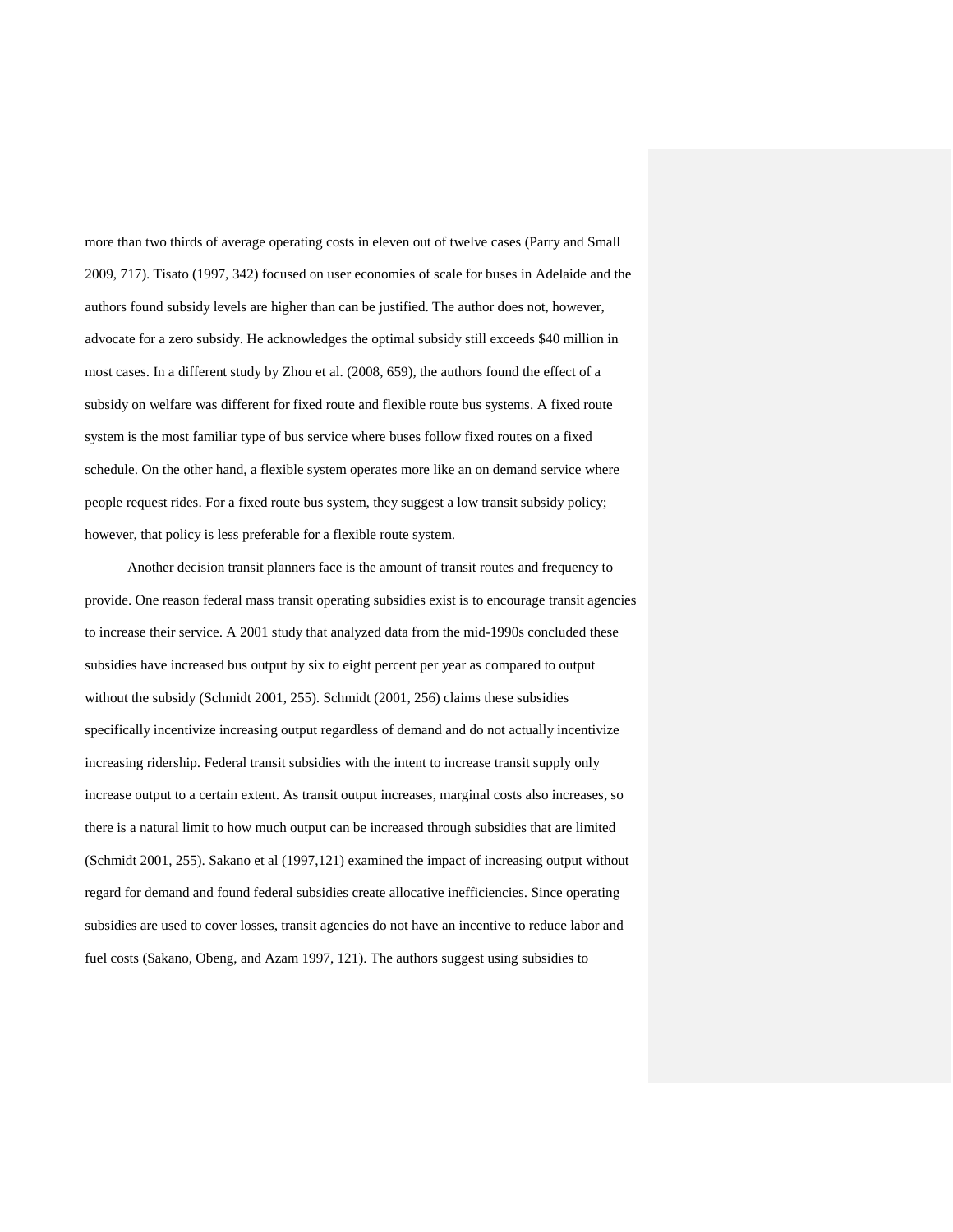more than two thirds of average operating costs in eleven out of twelve cases (Parry and Small 2009, 717). Tisato (1997, 342) focused on user economies of scale for buses in Adelaide and the authors found subsidy levels are higher than can be justified. The author does not, however, advocate for a zero subsidy. He acknowledges the optimal subsidy still exceeds $40 million in most cases. In a different study by Zhou et al. (2008, 659), the authors found the effect of a subsidy on welfare was different for fixed route and flexible route bus systems. A fixed route system is the most familiar type of bus service where buses follow fixed routes on a fixed schedule. On the other hand, a flexible system operates more like an on demand service where people request rides. For a fixed route bus system, they suggest a low transit subsidy policy; however, that policy is less preferable for a flexible route system.

Another decision transit planners face is the amount of transit routes and frequency to provide. One reason federal mass transit operating subsidies exist is to encourage transit agencies to increase their service. A 2001 study that analyzed data from the mid-1990s concluded these subsidies have increased bus output by six to eight percent per year as compared to output without the subsidy (Schmidt 2001, 255). Schmidt (2001, 256) claims these subsidies specifically incentivize increasing output regardless of demand and do not actually incentivize increasing ridership. Federal transit subsidies with the intent to increase transit supply only increase output to a certain extent. As transit output increases, marginal costs also increases, so there is a natural limit to how much output can be increased through subsidies that are limited (Schmidt 2001, 255). Sakano et al (1997,121) examined the impact of increasing output without regard for demand and found federal subsidies create allocative inefficiencies. Since operating subsidies are used to cover losses, transit agencies do not have an incentive to reduce labor and fuel costs (Sakano, Obeng, and Azam 1997, 121). The authors suggest using subsidies to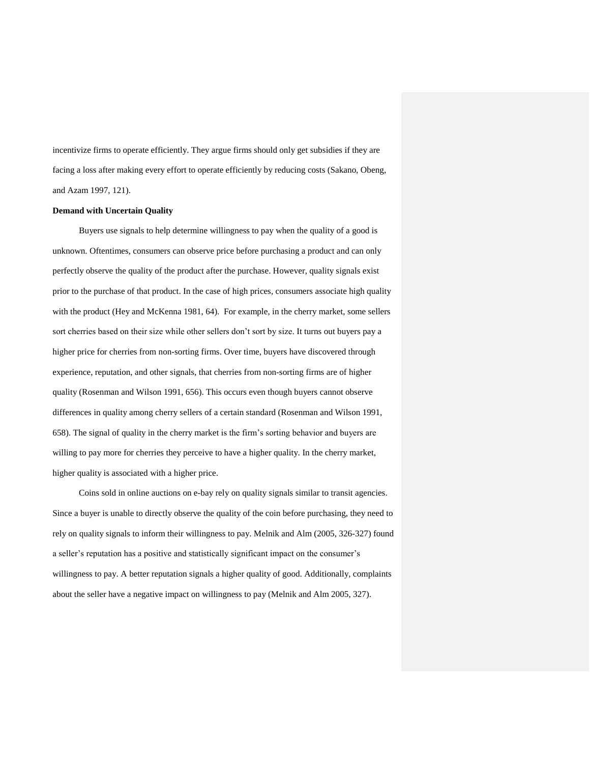incentivize firms to operate efficiently. They argue firms should only get subsidies if they are facing a loss after making every effort to operate efficiently by reducing costs (Sakano, Obeng, and Azam 1997, 121).

**Demand with Uncertain Quality**

Buyers use signals to help determine willingness to pay when the quality of a good is unknown. Oftentimes, consumers can observe price before purchasing a product and can only perfectly observe the quality of the product after the purchase. However, quality signals exist prior to the purchase of that product. In the case of high prices, consumers associate high quality with the product (Hey and McKenna 1981, 64). For example, in the cherry market, some sellers sort cherries based on their size while other sellers don't sort by size. It turns out buyers pay a higher price for cherries from non-sorting firms. Over time, buyers have discovered through experience, reputation, and other signals, that cherries from non-sorting firms are of higher quality (Rosenman and Wilson 1991, 656). This occurs even though buyers cannot observe differences in quality among cherry sellers of a certain standard (Rosenman and Wilson 1991, 658). The signal of quality in the cherry market is the firm's sorting behavior and buyers are willing to pay more for cherries they perceive to have a higher quality. In the cherry market, higher quality is associated with a higher price.

Coins sold in online auctions on e-bay rely on quality signals similar to transit agencies. Since a buyer is unable to directly observe the quality of the coin before purchasing, they need to rely on quality signals to inform their willingness to pay. Melnik and Alm (2005, 326-327) found a seller's reputation has a positive and statistically significant impact on the consumer's willingness to pay. A better reputation signals a higher quality of good. Additionally, complaints about the seller have a negative impact on willingness to pay (Melnik and Alm 2005, 327).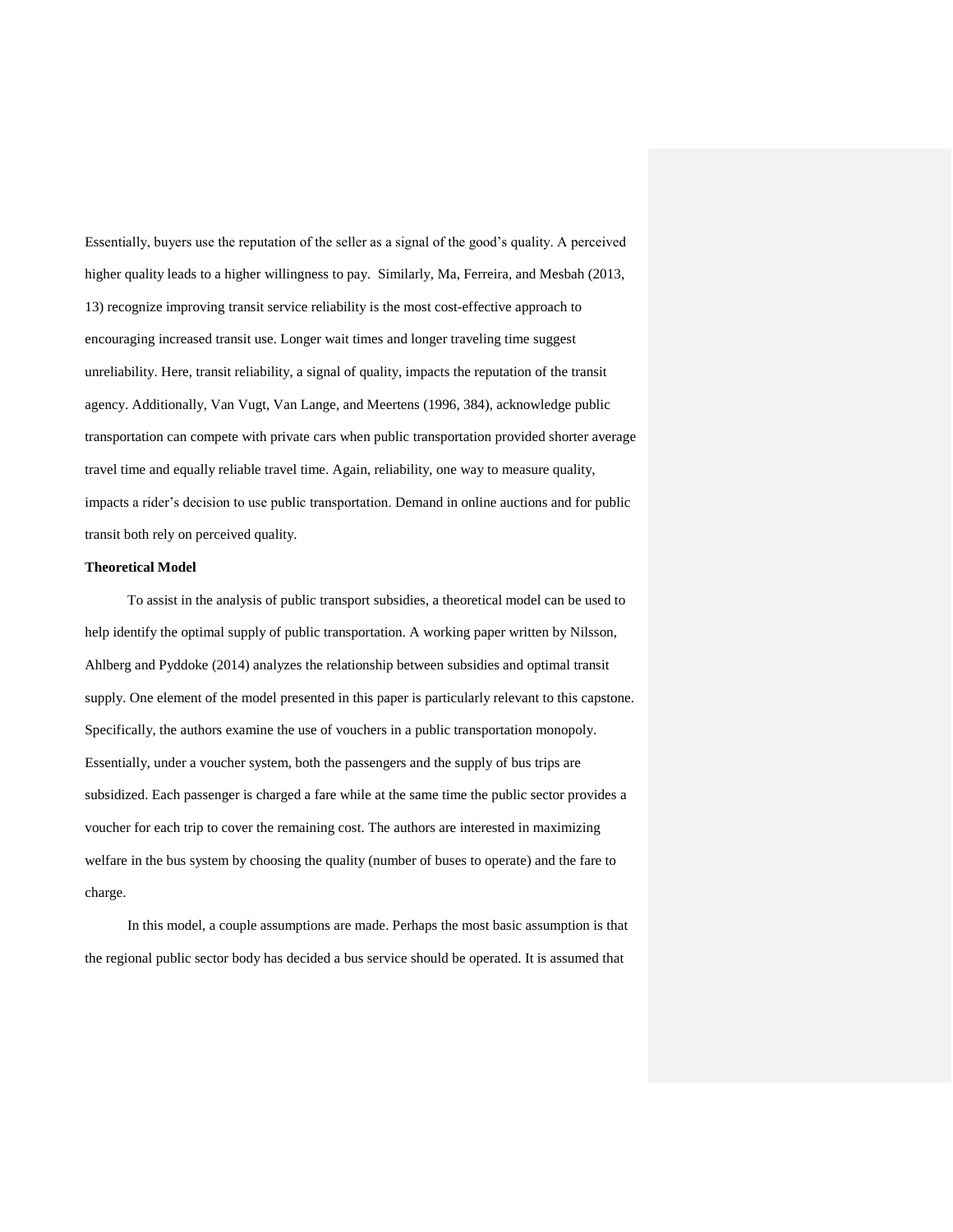Essentially, buyers use the reputation of the seller as a signal of the good's quality. A perceived higher quality leads to a higher willingness to pay. Similarly, Ma, Ferreira, and Mesbah (2013, 13) recognize improving transit service reliability is the most cost-effective approach to encouraging increased transit use. Longer wait times and longer traveling time suggest unreliability. Here, transit reliability, a signal of quality, impacts the reputation of the transit agency. Additionally, Van Vugt, Van Lange, and Meertens (1996, 384), acknowledge public transportation can compete with private cars when public transportation provided shorter average travel time and equally reliable travel time. Again, reliability, one way to measure quality, impacts a rider's decision to use public transportation. Demand in online auctions and for public transit both rely on perceived quality.

**Theoretical Model**

To assist in the analysis of public transport subsidies, a theoretical model can be used to help identify the optimal supply of public transportation. A working paper written by Nilsson, Ahlberg and Pyddoke (2014) analyzes the relationship between subsidies and optimal transit supply. One element of the model presented in this paper is particularly relevant to this capstone. Specifically, the authors examine the use of vouchers in a public transportation monopoly. Essentially, under a voucher system, both the passengers and the supply of bus trips are subsidized. Each passenger is charged a fare while at the same time the public sector provides a voucher for each trip to cover the remaining cost. The authors are interested in maximizing welfare in the bus system by choosing the quality (number of buses to operate) and the fare to charge.

In this model, a couple assumptions are made. Perhaps the most basic assumption is that the regional public sector body has decided a bus service should be operated. It is assumed that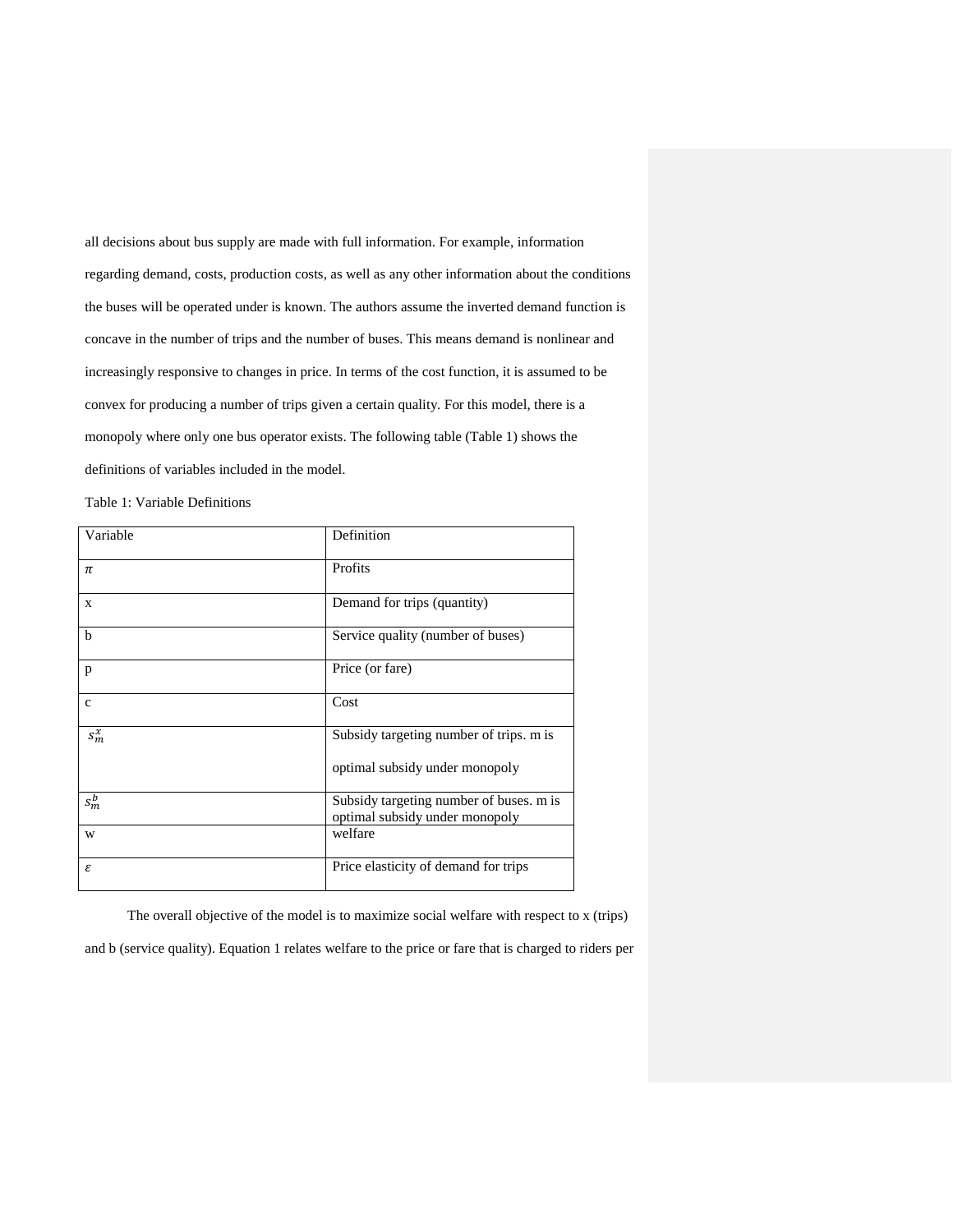all decisions about bus supply are made with full information. For example, information regarding demand, costs, production costs, as well as any other information about the conditions the buses will be operated under is known. The authors assume the inverted demand function is concave in the number of trips and the number of buses. This means demand is nonlinear and increasingly responsive to changes in price. In terms of the cost function, it is assumed to be convex for producing a number of trips given a certain quality. For this model, there is a monopoly where only one bus operator exists. The following table (Table 1) shows the definitions of variables included in the model.

Table 1: Variable Definitions

| Variable | Definition |
| --- | --- |
| $\pi$ | Profits |
| x | Demand for trips (quantity) |
| b | Service quality (number of buses) |
| p | Price (or fare) |
| c | Cost |
| $s_m^x$ | Subsidy targeting number of trips. m is optimal subsidy under monopoly |
| $s_m^b$ | Subsidy targeting number of buses. m is optimal subsidy under monopoly |
| w | welfare |
| $\varepsilon$ | Price elasticity of demand for trips |

The overall objective of the model is to maximize social welfare with respect to x (trips) and b (service quality). Equation 1 relates welfare to the price or fare that is charged to riders per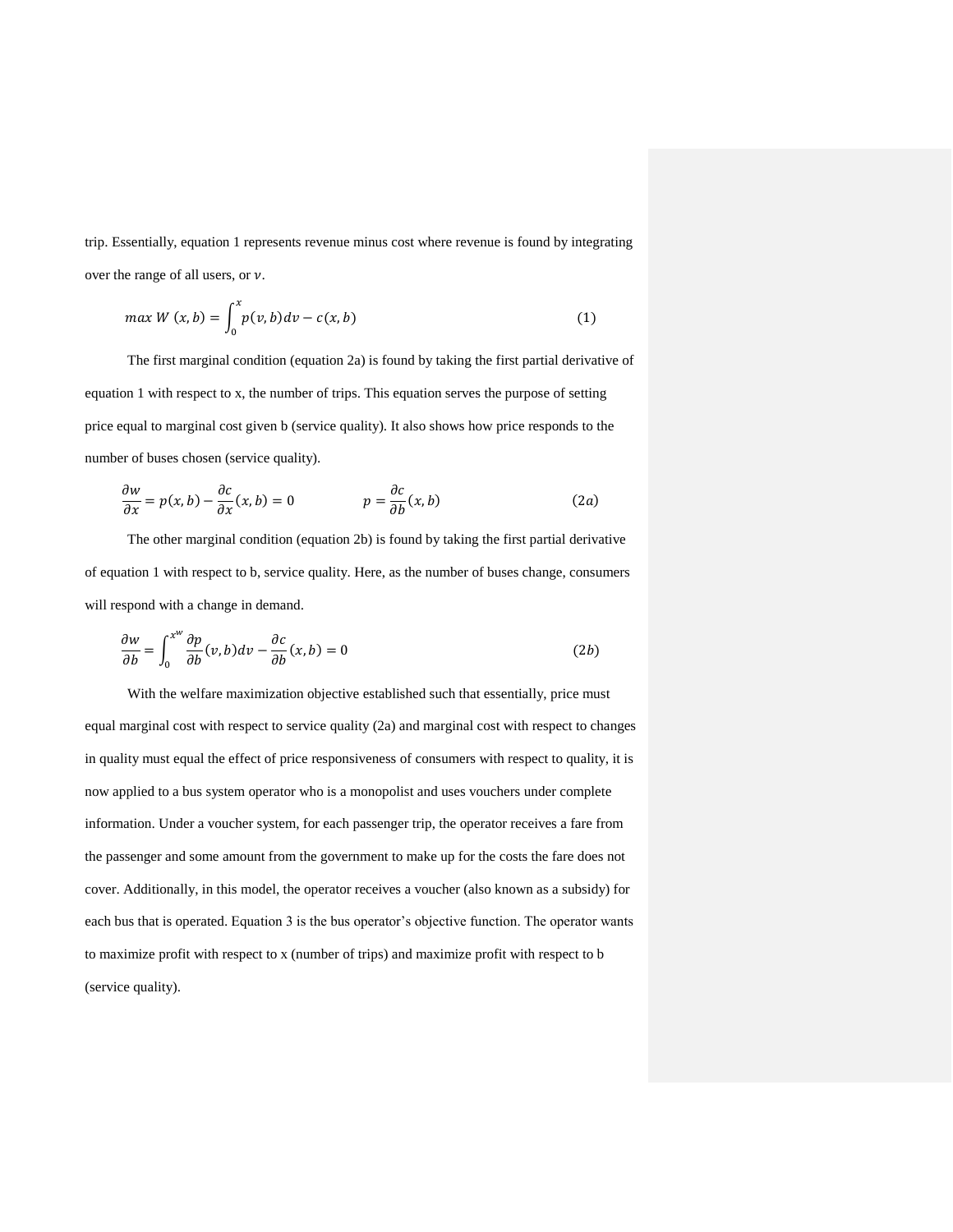trip. Essentially, equation 1 represents revenue minus cost where revenue is found by integrating over the range of all users, or $v$.

$$max\ W\ (x,b) = \int_0^x p(v,b)dv - c(x,b) \tag{1}$$

The first marginal condition (equation 2a) is found by taking the first partial derivative of equation 1 with respect to x, the number of trips. This equation serves the purpose of setting price equal to marginal cost given b (service quality). It also shows how price responds to the number of buses chosen (service quality).

$$\frac{\partial w}{\partial x} = p(x,b) - \frac{\partial c}{\partial x}(x,b) = 0 \qquad\qquad p = \frac{\partial c}{\partial b}(x,b) \tag{2a}$$

The other marginal condition (equation 2b) is found by taking the first partial derivative of equation 1 with respect to b, service quality. Here, as the number of buses change, consumers will respond with a change in demand.

$$\frac{\partial w}{\partial b} = \int_0^{x^w} \frac{\partial p}{\partial b}(v,b)dv - \frac{\partial c}{\partial b}(x,b) = 0 \tag{2b}$$

With the welfare maximization objective established such that essentially, price must equal marginal cost with respect to service quality (2a) and marginal cost with respect to changes in quality must equal the effect of price responsiveness of consumers with respect to quality, it is now applied to a bus system operator who is a monopolist and uses vouchers under complete information. Under a voucher system, for each passenger trip, the operator receives a fare from the passenger and some amount from the government to make up for the costs the fare does not cover. Additionally, in this model, the operator receives a voucher (also known as a subsidy) for each bus that is operated. Equation 3 is the bus operator's objective function. The operator wants to maximize profit with respect to x (number of trips) and maximize profit with respect to b (service quality).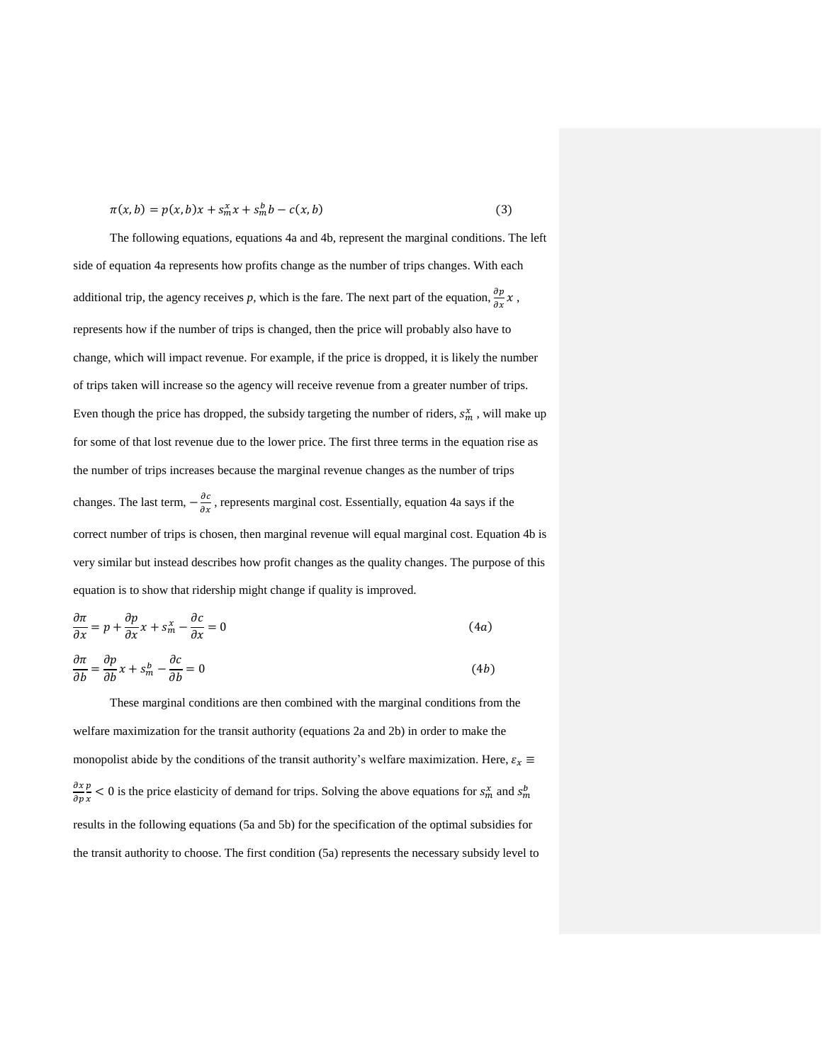$$\pi(x, b) = p(x, b)x + s_m^x x + s_m^b b - c(x, b) \tag{3}$$

The following equations, equations 4a and 4b, represent the marginal conditions. The left side of equation 4a represents how profits change as the number of trips changes. With each additional trip, the agency receives $p$, which is the fare. The next part of the equation, $\frac{\partial p}{\partial x} x$ , represents how if the number of trips is changed, then the price will probably also have to change, which will impact revenue. For example, if the price is dropped, it is likely the number of trips taken will increase so the agency will receive revenue from a greater number of trips. Even though the price has dropped, the subsidy targeting the number of riders, $s_m^x$ , will make up for some of that lost revenue due to the lower price. The first three terms in the equation rise as the number of trips increases because the marginal revenue changes as the number of trips changes. The last term, $-\frac{\partial c}{\partial x}$ , represents marginal cost. Essentially, equation 4a says if the correct number of trips is chosen, then marginal revenue will equal marginal cost. Equation 4b is very similar but instead describes how profit changes as the quality changes. The purpose of this equation is to show that ridership might change if quality is improved.

$$\frac{\partial \pi}{\partial x} = p + \frac{\partial p}{\partial x} x + s_m^x - \frac{\partial c}{\partial x} = 0 \tag{4a}$$

$$\frac{\partial \pi}{\partial b} = \frac{\partial p}{\partial b} x + s_m^b - \frac{\partial c}{\partial b} = 0 \tag{4b}$$

These marginal conditions are then combined with the marginal conditions from the welfare maximization for the transit authority (equations 2a and 2b) in order to make the monopolist abide by the conditions of the transit authority's welfare maximization. Here, $\varepsilon_x \equiv \frac{\partial x}{\partial p}\frac{p}{x} < 0$ is the price elasticity of demand for trips. Solving the above equations for $s_m^x$ and $s_m^b$ results in the following equations (5a and 5b) for the specification of the optimal subsidies for the transit authority to choose. The first condition (5a) represents the necessary subsidy level to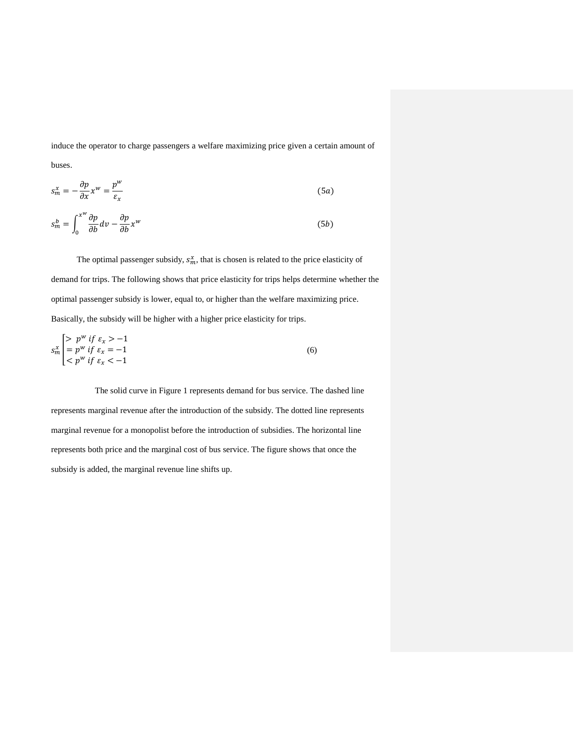induce the operator to charge passengers a welfare maximizing price given a certain amount of buses.

$$s_m^x = -\frac{\partial p}{\partial x} x^w = \frac{p^w}{\varepsilon_x} \tag{5a}$$

$$s_m^b = \int_0^{x^w} \frac{\partial p}{\partial b} dv - \frac{\partial p}{\partial b} x^w \tag{5b}$$

The optimal passenger subsidy, $s_m^x$, that is chosen is related to the price elasticity of demand for trips. The following shows that price elasticity for trips helps determine whether the optimal passenger subsidy is lower, equal to, or higher than the welfare maximizing price. Basically, the subsidy will be higher with a higher price elasticity for trips.

$$s_m^x \begin{bmatrix} > p^w \; if \; \varepsilon_x > -1 \\ = p^w \; if \; \varepsilon_x = -1 \\ < p^w \; if \; \varepsilon_x < -1 \end{bmatrix} \tag{6}$$

The solid curve in Figure 1 represents demand for bus service. The dashed line represents marginal revenue after the introduction of the subsidy. The dotted line represents marginal revenue for a monopolist before the introduction of subsidies. The horizontal line represents both price and the marginal cost of bus service. The figure shows that once the subsidy is added, the marginal revenue line shifts up.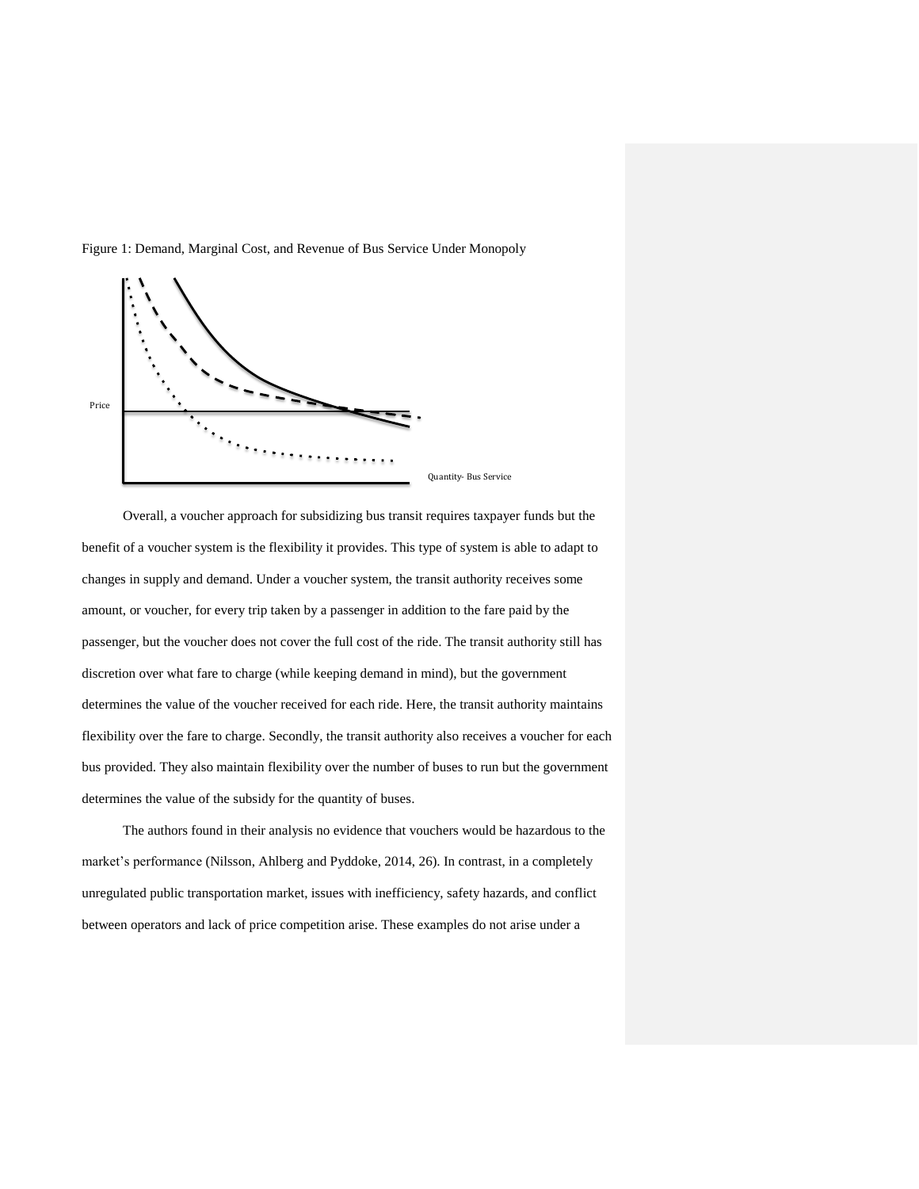Figure 1: Demand, Marginal Cost, and Revenue of Bus Service Under Monopoly

Price

Quantity- Bus Service

Overall, a voucher approach for subsidizing bus transit requires taxpayer funds but the benefit of a voucher system is the flexibility it provides. This type of system is able to adapt to changes in supply and demand. Under a voucher system, the transit authority receives some amount, or voucher, for every trip taken by a passenger in addition to the fare paid by the passenger, but the voucher does not cover the full cost of the ride. The transit authority still has discretion over what fare to charge (while keeping demand in mind), but the government determines the value of the voucher received for each ride. Here, the transit authority maintains flexibility over the fare to charge. Secondly, the transit authority also receives a voucher for each bus provided. They also maintain flexibility over the number of buses to run but the government determines the value of the subsidy for the quantity of buses.

The authors found in their analysis no evidence that vouchers would be hazardous to the market's performance (Nilsson, Ahlberg and Pyddoke, 2014, 26). In contrast, in a completely unregulated public transportation market, issues with inefficiency, safety hazards, and conflict between operators and lack of price competition arise. These examples do not arise under a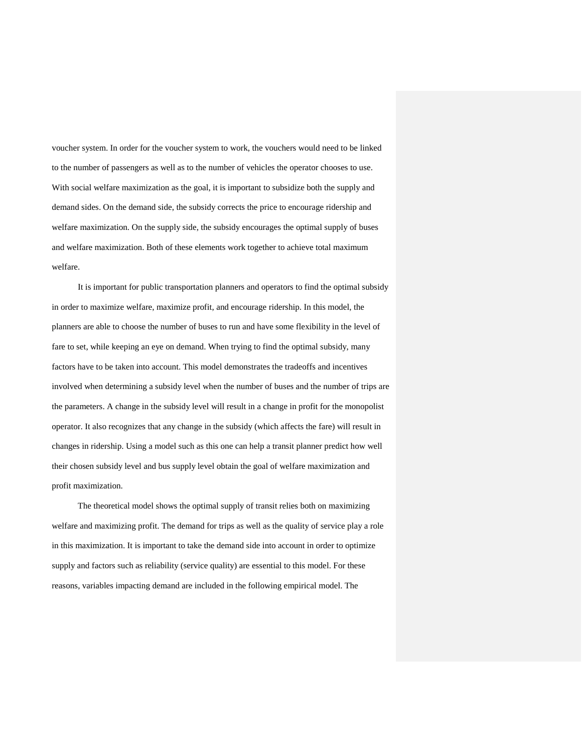voucher system. In order for the voucher system to work, the vouchers would need to be linked to the number of passengers as well as to the number of vehicles the operator chooses to use. With social welfare maximization as the goal, it is important to subsidize both the supply and demand sides. On the demand side, the subsidy corrects the price to encourage ridership and welfare maximization. On the supply side, the subsidy encourages the optimal supply of buses and welfare maximization. Both of these elements work together to achieve total maximum welfare.

It is important for public transportation planners and operators to find the optimal subsidy in order to maximize welfare, maximize profit, and encourage ridership. In this model, the planners are able to choose the number of buses to run and have some flexibility in the level of fare to set, while keeping an eye on demand. When trying to find the optimal subsidy, many factors have to be taken into account. This model demonstrates the tradeoffs and incentives involved when determining a subsidy level when the number of buses and the number of trips are the parameters. A change in the subsidy level will result in a change in profit for the monopolist operator. It also recognizes that any change in the subsidy (which affects the fare) will result in changes in ridership. Using a model such as this one can help a transit planner predict how well their chosen subsidy level and bus supply level obtain the goal of welfare maximization and profit maximization.

The theoretical model shows the optimal supply of transit relies both on maximizing welfare and maximizing profit. The demand for trips as well as the quality of service play a role in this maximization. It is important to take the demand side into account in order to optimize supply and factors such as reliability (service quality) are essential to this model. For these reasons, variables impacting demand are included in the following empirical model. The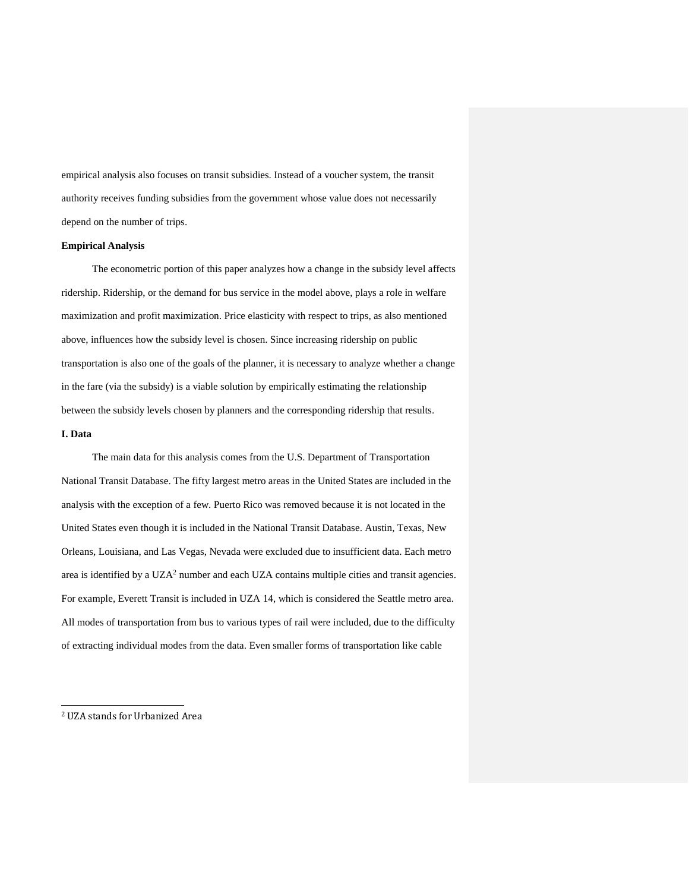empirical analysis also focuses on transit subsidies. Instead of a voucher system, the transit authority receives funding subsidies from the government whose value does not necessarily depend on the number of trips.

**Empirical Analysis**

The econometric portion of this paper analyzes how a change in the subsidy level affects ridership. Ridership, or the demand for bus service in the model above, plays a role in welfare maximization and profit maximization. Price elasticity with respect to trips, as also mentioned above, influences how the subsidy level is chosen. Since increasing ridership on public transportation is also one of the goals of the planner, it is necessary to analyze whether a change in the fare (via the subsidy) is a viable solution by empirically estimating the relationship between the subsidy levels chosen by planners and the corresponding ridership that results.

**I. Data**

The main data for this analysis comes from the U.S. Department of Transportation National Transit Database. The fifty largest metro areas in the United States are included in the analysis with the exception of a few. Puerto Rico was removed because it is not located in the United States even though it is included in the National Transit Database. Austin, Texas, New Orleans, Louisiana, and Las Vegas, Nevada were excluded due to insufficient data. Each metro area is identified by a UZA[2] number and each UZA contains multiple cities and transit agencies. For example, Everett Transit is included in UZA 14, which is considered the Seattle metro area. All modes of transportation from bus to various types of rail were included, due to the difficulty of extracting individual modes from the data. Even smaller forms of transportation like cable

[2] UZA stands for Urbanized Area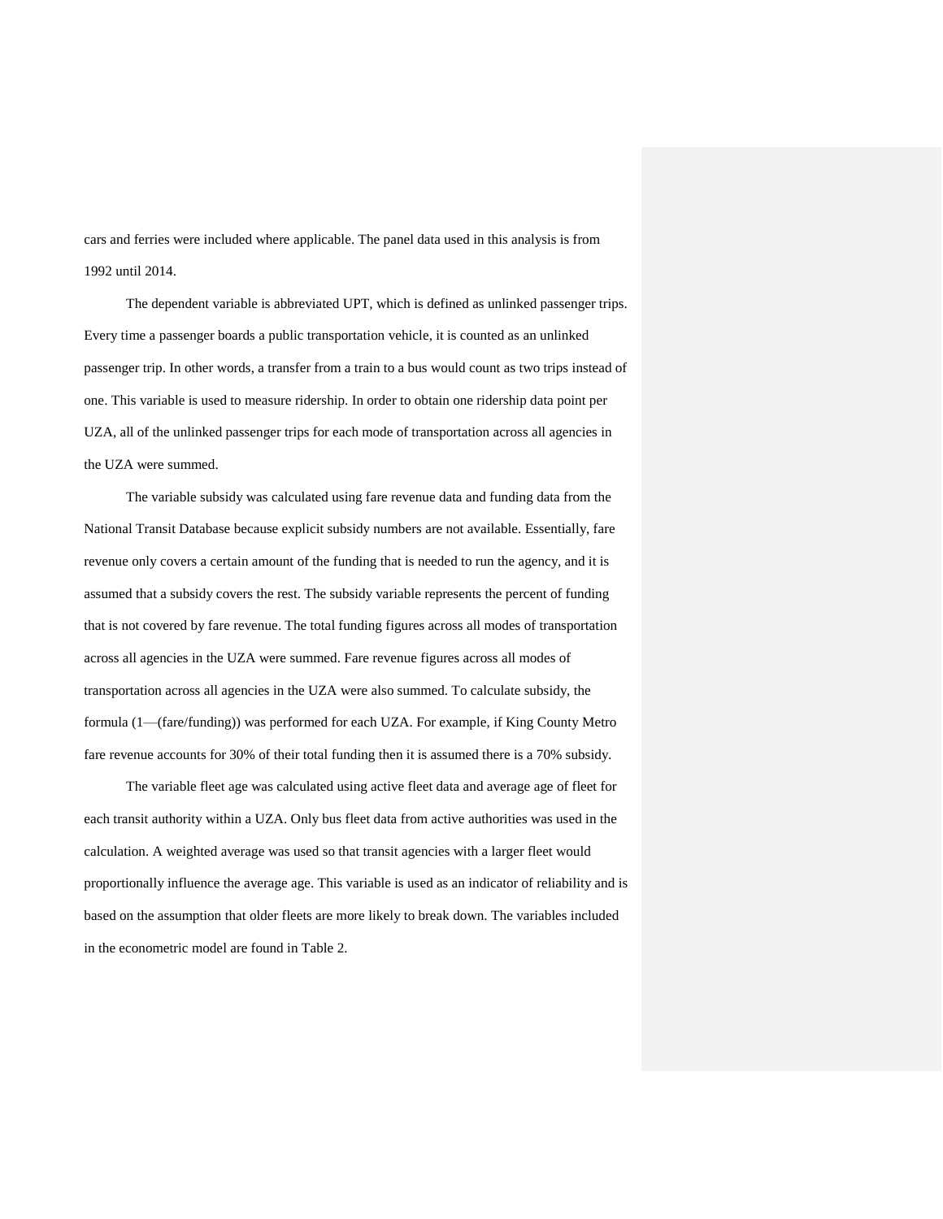cars and ferries were included where applicable. The panel data used in this analysis is from 1992 until 2014.

The dependent variable is abbreviated UPT, which is defined as unlinked passenger trips. Every time a passenger boards a public transportation vehicle, it is counted as an unlinked passenger trip. In other words, a transfer from a train to a bus would count as two trips instead of one. This variable is used to measure ridership. In order to obtain one ridership data point per UZA, all of the unlinked passenger trips for each mode of transportation across all agencies in the UZA were summed.

The variable subsidy was calculated using fare revenue data and funding data from the National Transit Database because explicit subsidy numbers are not available. Essentially, fare revenue only covers a certain amount of the funding that is needed to run the agency, and it is assumed that a subsidy covers the rest. The subsidy variable represents the percent of funding that is not covered by fare revenue. The total funding figures across all modes of transportation across all agencies in the UZA were summed. Fare revenue figures across all modes of transportation across all agencies in the UZA were also summed. To calculate subsidy, the formula (1—(fare/funding)) was performed for each UZA. For example, if King County Metro fare revenue accounts for 30% of their total funding then it is assumed there is a 70% subsidy.

The variable fleet age was calculated using active fleet data and average age of fleet for each transit authority within a UZA. Only bus fleet data from active authorities was used in the calculation. A weighted average was used so that transit agencies with a larger fleet would proportionally influence the average age. This variable is used as an indicator of reliability and is based on the assumption that older fleets are more likely to break down. The variables included in the econometric model are found in Table 2.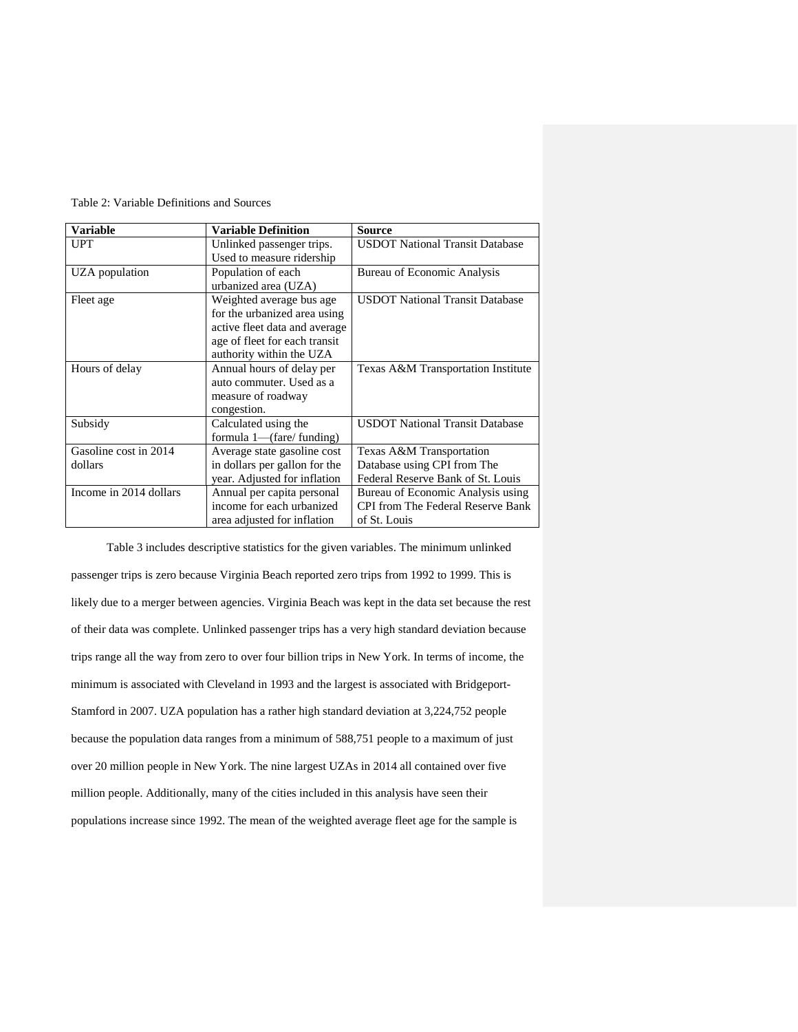Table 2: Variable Definitions and Sources

| Variable | Variable Definition | Source |
| --- | --- | --- |
| UPT | Unlinked passenger trips. Used to measure ridership | USDOT National Transit Database |
| UZA population | Population of each urbanized area (UZA) | Bureau of Economic Analysis |
| Fleet age | Weighted average bus age for the urbanized area using active fleet data and average age of fleet for each transit authority within the UZA | USDOT National Transit Database |
| Hours of delay | Annual hours of delay per auto commuter. Used as a measure of roadway congestion. | Texas A&M Transportation Institute |
| Subsidy | Calculated using the formula 1—(fare/ funding) | USDOT National Transit Database |
| Gasoline cost in 2014 dollars | Average state gasoline cost in dollars per gallon for the year. Adjusted for inflation | Texas A&M Transportation Database using CPI from The Federal Reserve Bank of St. Louis |
| Income in 2014 dollars | Annual per capita personal income for each urbanized area adjusted for inflation | Bureau of Economic Analysis using CPI from The Federal Reserve Bank of St. Louis |

Table 3 includes descriptive statistics for the given variables. The minimum unlinked passenger trips is zero because Virginia Beach reported zero trips from 1992 to 1999. This is likely due to a merger between agencies. Virginia Beach was kept in the data set because the rest of their data was complete. Unlinked passenger trips has a very high standard deviation because trips range all the way from zero to over four billion trips in New York. In terms of income, the minimum is associated with Cleveland in 1993 and the largest is associated with Bridgeport-Stamford in 2007. UZA population has a rather high standard deviation at 3,224,752 people because the population data ranges from a minimum of 588,751 people to a maximum of just over 20 million people in New York. The nine largest UZAs in 2014 all contained over five million people. Additionally, many of the cities included in this analysis have seen their populations increase since 1992. The mean of the weighted average fleet age for the sample is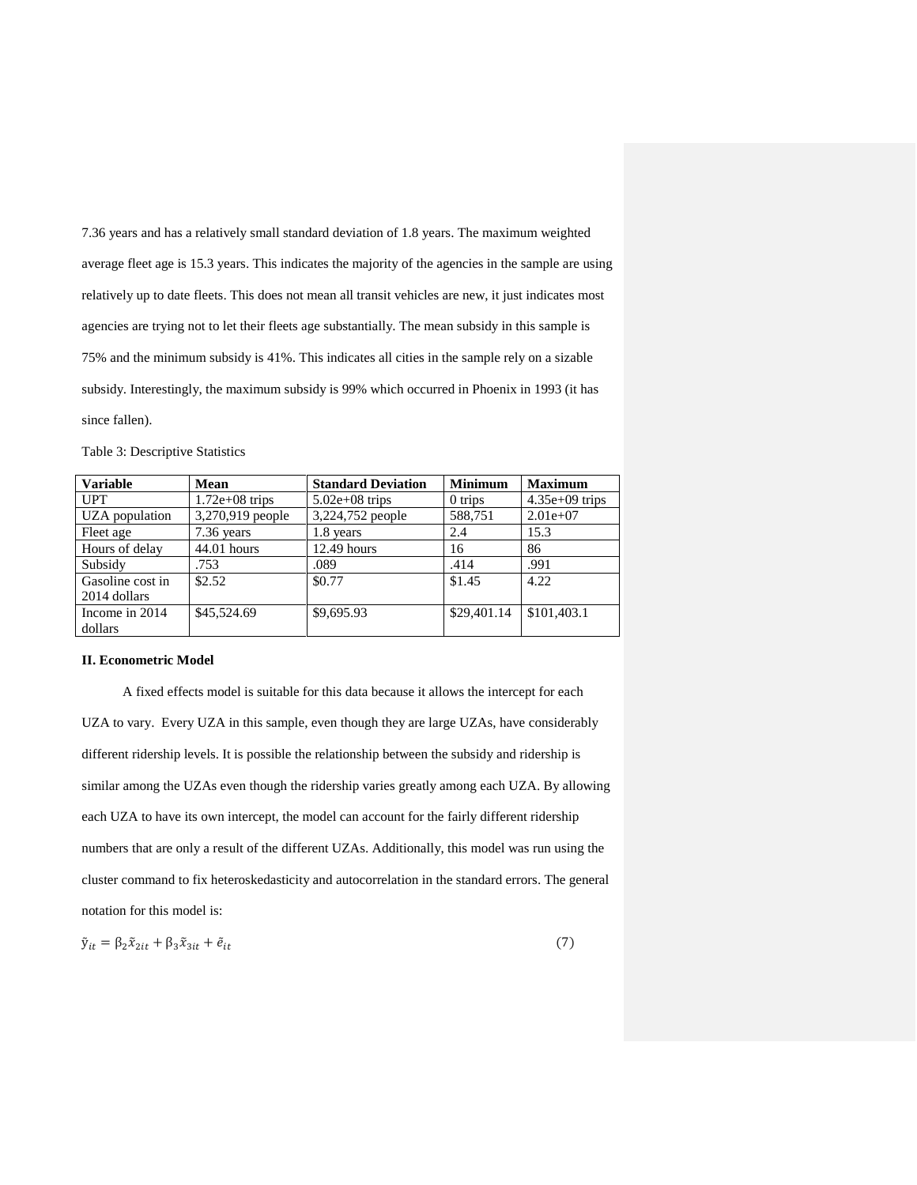7.36 years and has a relatively small standard deviation of 1.8 years. The maximum weighted average fleet age is 15.3 years. This indicates the majority of the agencies in the sample are using relatively up to date fleets. This does not mean all transit vehicles are new, it just indicates most agencies are trying not to let their fleets age substantially. The mean subsidy in this sample is 75% and the minimum subsidy is 41%. This indicates all cities in the sample rely on a sizable subsidy. Interestingly, the maximum subsidy is 99% which occurred in Phoenix in 1993 (it has since fallen).

Table 3: Descriptive Statistics

| Variable | Mean | Standard Deviation | Minimum | Maximum |
|---|---|---|---|---|
| UPT | 1.72e+08 trips | 5.02e+08 trips | 0 trips | 4.35e+09 trips |
| UZA population | 3,270,919 people | 3,224,752 people | 588,751 | 2.01e+07 |
| Fleet age | 7.36 years | 1.8 years | 2.4 | 15.3 |
| Hours of delay | 44.01 hours | 12.49 hours | 16 | 86 |
| Subsidy | .753 | .089 | .414 | .991 |
| Gasoline cost in 2014 dollars | $2.52 | $0.77 | $1.45 | 4.22 |
| Income in 2014 dollars | $45,524.69 | $9,695.93 | $29,401.14 | $101,403.1 |

**II. Econometric Model**

A fixed effects model is suitable for this data because it allows the intercept for each UZA to vary. Every UZA in this sample, even though they are large UZAs, have considerably different ridership levels. It is possible the relationship between the subsidy and ridership is similar among the UZAs even though the ridership varies greatly among each UZA. By allowing each UZA to have its own intercept, the model can account for the fairly different ridership numbers that are only a result of the different UZAs. Additionally, this model was run using the cluster command to fix heteroskedasticity and autocorrelation in the standard errors. The general notation for this model is:

$$\tilde{y}_{it} = \beta_2 \tilde{x}_{2it} + \beta_3 \tilde{x}_{3it} + \tilde{e}_{it} \tag{7}$$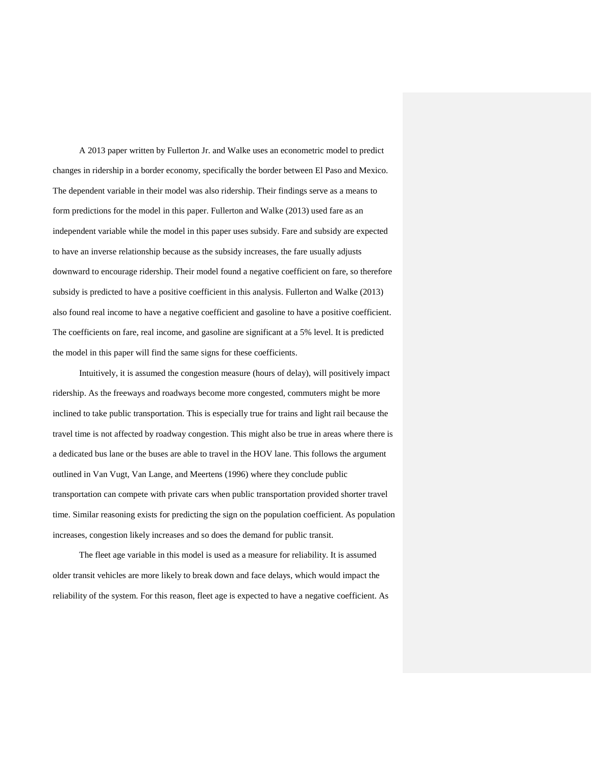A 2013 paper written by Fullerton Jr. and Walke uses an econometric model to predict changes in ridership in a border economy, specifically the border between El Paso and Mexico. The dependent variable in their model was also ridership. Their findings serve as a means to form predictions for the model in this paper. Fullerton and Walke (2013) used fare as an independent variable while the model in this paper uses subsidy. Fare and subsidy are expected to have an inverse relationship because as the subsidy increases, the fare usually adjusts downward to encourage ridership. Their model found a negative coefficient on fare, so therefore subsidy is predicted to have a positive coefficient in this analysis. Fullerton and Walke (2013) also found real income to have a negative coefficient and gasoline to have a positive coefficient. The coefficients on fare, real income, and gasoline are significant at a 5% level. It is predicted the model in this paper will find the same signs for these coefficients.

Intuitively, it is assumed the congestion measure (hours of delay), will positively impact ridership. As the freeways and roadways become more congested, commuters might be more inclined to take public transportation. This is especially true for trains and light rail because the travel time is not affected by roadway congestion. This might also be true in areas where there is a dedicated bus lane or the buses are able to travel in the HOV lane. This follows the argument outlined in Van Vugt, Van Lange, and Meertens (1996) where they conclude public transportation can compete with private cars when public transportation provided shorter travel time. Similar reasoning exists for predicting the sign on the population coefficient. As population increases, congestion likely increases and so does the demand for public transit.

The fleet age variable in this model is used as a measure for reliability. It is assumed older transit vehicles are more likely to break down and face delays, which would impact the reliability of the system. For this reason, fleet age is expected to have a negative coefficient. As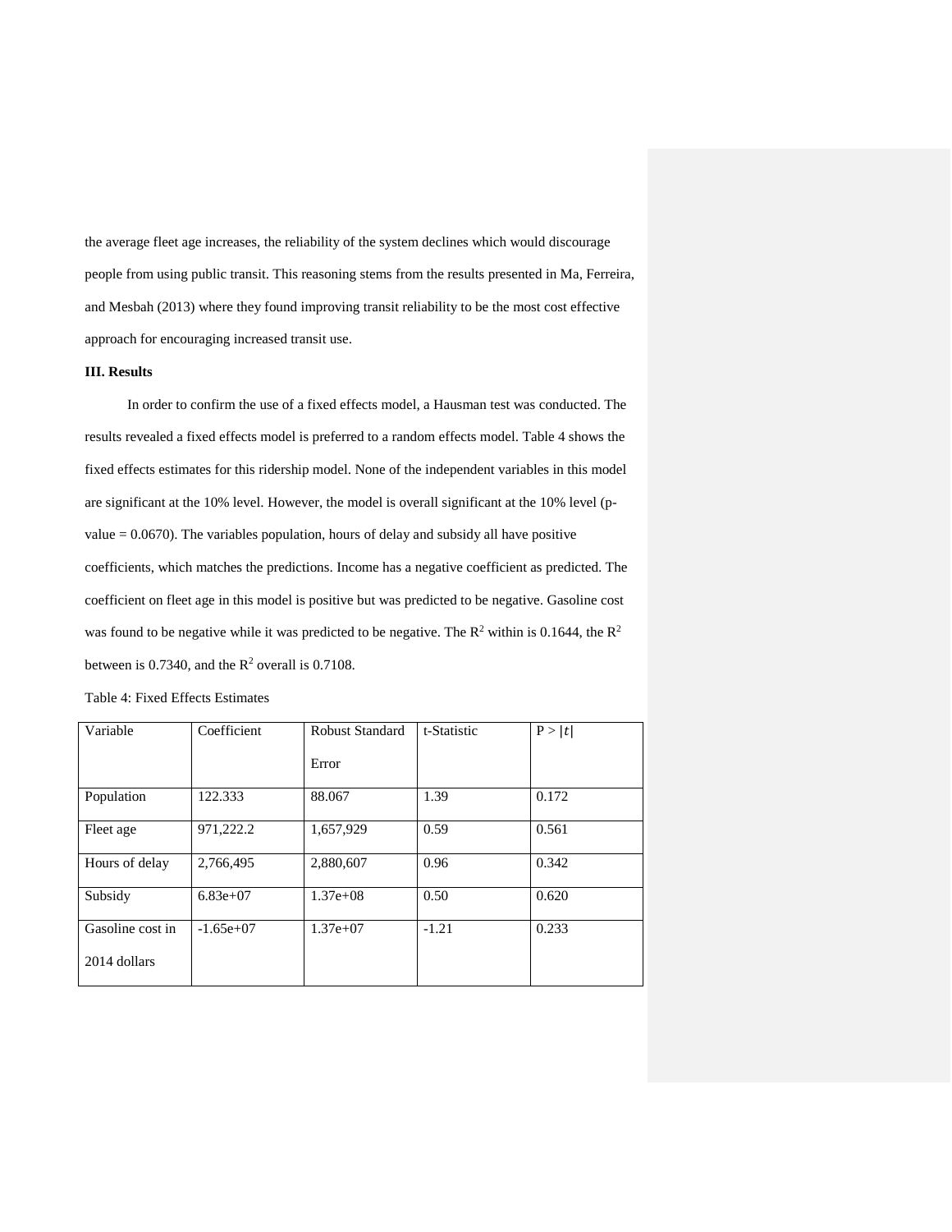the average fleet age increases, the reliability of the system declines which would discourage people from using public transit. This reasoning stems from the results presented in Ma, Ferreira, and Mesbah (2013) where they found improving transit reliability to be the most cost effective approach for encouraging increased transit use.

**III. Results**

In order to confirm the use of a fixed effects model, a Hausman test was conducted. The results revealed a fixed effects model is preferred to a random effects model. Table 4 shows the fixed effects estimates for this ridership model. None of the independent variables in this model are significant at the 10% level. However, the model is overall significant at the 10% level (p-value = 0.0670). The variables population, hours of delay and subsidy all have positive coefficients, which matches the predictions. Income has a negative coefficient as predicted. The coefficient on fleet age in this model is positive but was predicted to be negative. Gasoline cost was found to be negative while it was predicted to be negative. The $R^2$ within is 0.1644, the $R^2$ between is 0.7340, and the $R^2$ overall is 0.7108.

Table 4: Fixed Effects Estimates

| Variable | Coefficient | Robust Standard Error | t-Statistic | $P > \|t\|$ |
|---|---|---|---|---|
| Population | 122.333 | 88.067 | 1.39 | 0.172 |
| Fleet age | 971,222.2 | 1,657,929 | 0.59 | 0.561 |
| Hours of delay | 2,766,495 | 2,880,607 | 0.96 | 0.342 |
| Subsidy | 6.83e+07 | 1.37e+08 | 0.50 | 0.620 |
| Gasoline cost in 2014 dollars | -1.65e+07 | 1.37e+07 | -1.21 | 0.233 |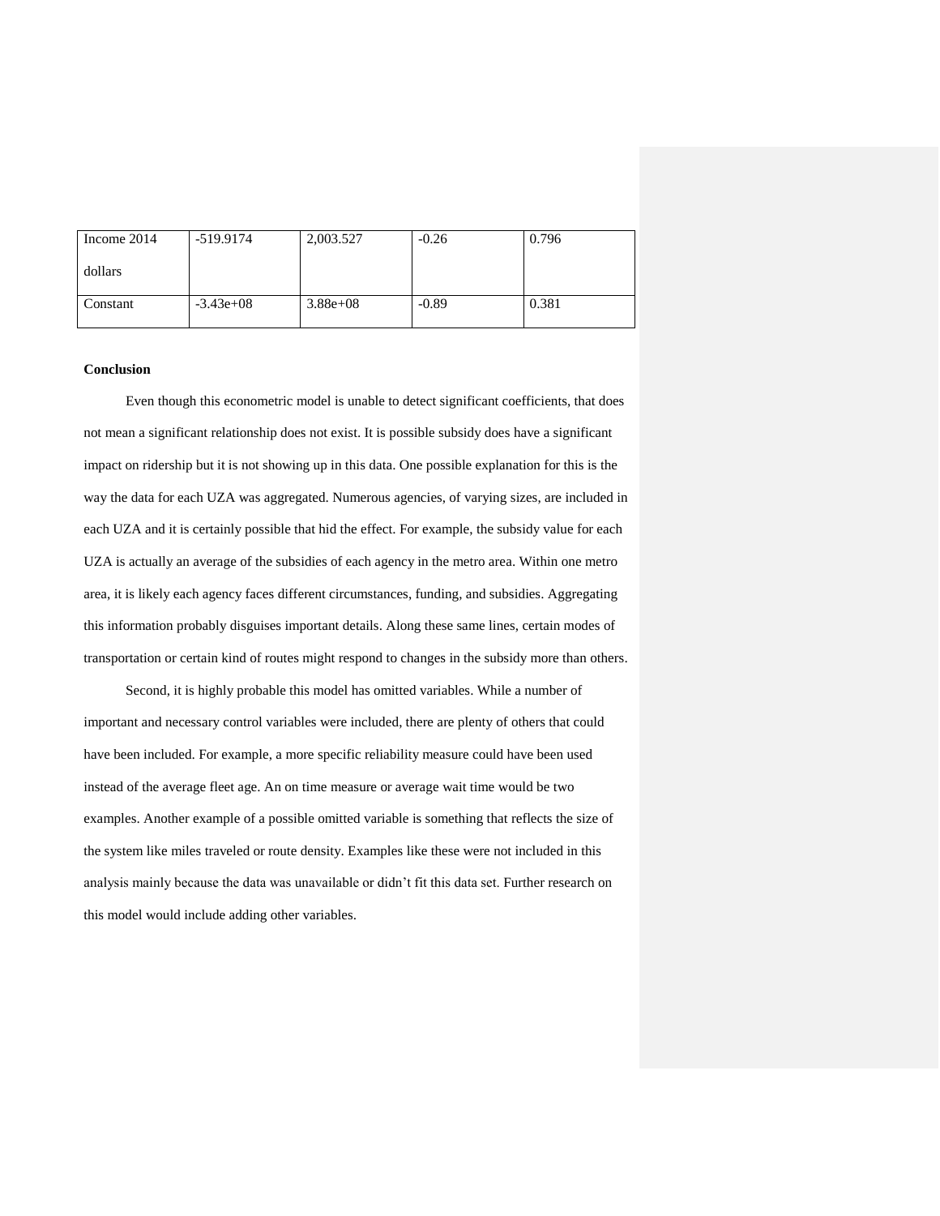| Income 2014 dollars | -519.9174 | 2,003.527 | -0.26 | 0.796 |
|---|---|---|---|---|
| Constant | -3.43e+08 | 3.88e+08 | -0.89 | 0.381 |

**Conclusion**

Even though this econometric model is unable to detect significant coefficients, that does not mean a significant relationship does not exist. It is possible subsidy does have a significant impact on ridership but it is not showing up in this data. One possible explanation for this is the way the data for each UZA was aggregated. Numerous agencies, of varying sizes, are included in each UZA and it is certainly possible that hid the effect. For example, the subsidy value for each UZA is actually an average of the subsidies of each agency in the metro area. Within one metro area, it is likely each agency faces different circumstances, funding, and subsidies. Aggregating this information probably disguises important details. Along these same lines, certain modes of transportation or certain kind of routes might respond to changes in the subsidy more than others.

Second, it is highly probable this model has omitted variables. While a number of important and necessary control variables were included, there are plenty of others that could have been included. For example, a more specific reliability measure could have been used instead of the average fleet age. An on time measure or average wait time would be two examples. Another example of a possible omitted variable is something that reflects the size of the system like miles traveled or route density. Examples like these were not included in this analysis mainly because the data was unavailable or didn't fit this data set. Further research on this model would include adding other variables.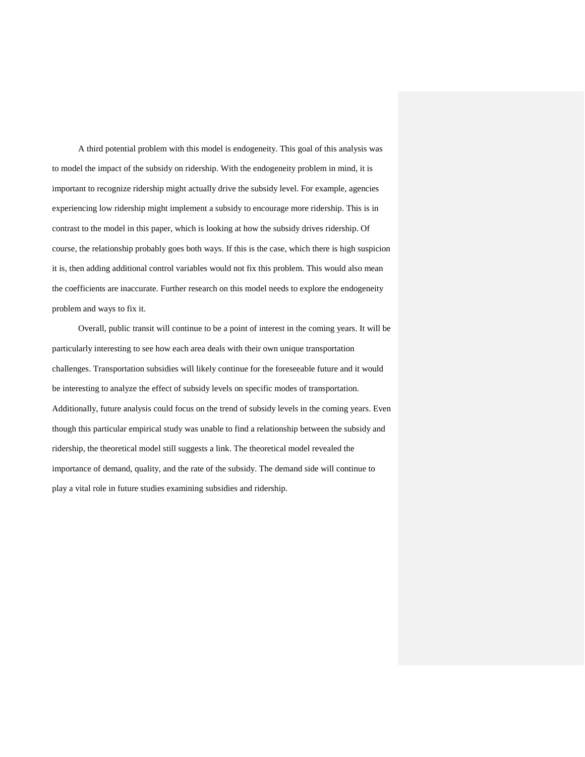A third potential problem with this model is endogeneity. This goal of this analysis was to model the impact of the subsidy on ridership. With the endogeneity problem in mind, it is important to recognize ridership might actually drive the subsidy level. For example, agencies experiencing low ridership might implement a subsidy to encourage more ridership. This is in contrast to the model in this paper, which is looking at how the subsidy drives ridership. Of course, the relationship probably goes both ways. If this is the case, which there is high suspicion it is, then adding additional control variables would not fix this problem. This would also mean the coefficients are inaccurate. Further research on this model needs to explore the endogeneity problem and ways to fix it.

Overall, public transit will continue to be a point of interest in the coming years. It will be particularly interesting to see how each area deals with their own unique transportation challenges. Transportation subsidies will likely continue for the foreseeable future and it would be interesting to analyze the effect of subsidy levels on specific modes of transportation. Additionally, future analysis could focus on the trend of subsidy levels in the coming years. Even though this particular empirical study was unable to find a relationship between the subsidy and ridership, the theoretical model still suggests a link. The theoretical model revealed the importance of demand, quality, and the rate of the subsidy. The demand side will continue to play a vital role in future studies examining subsidies and ridership.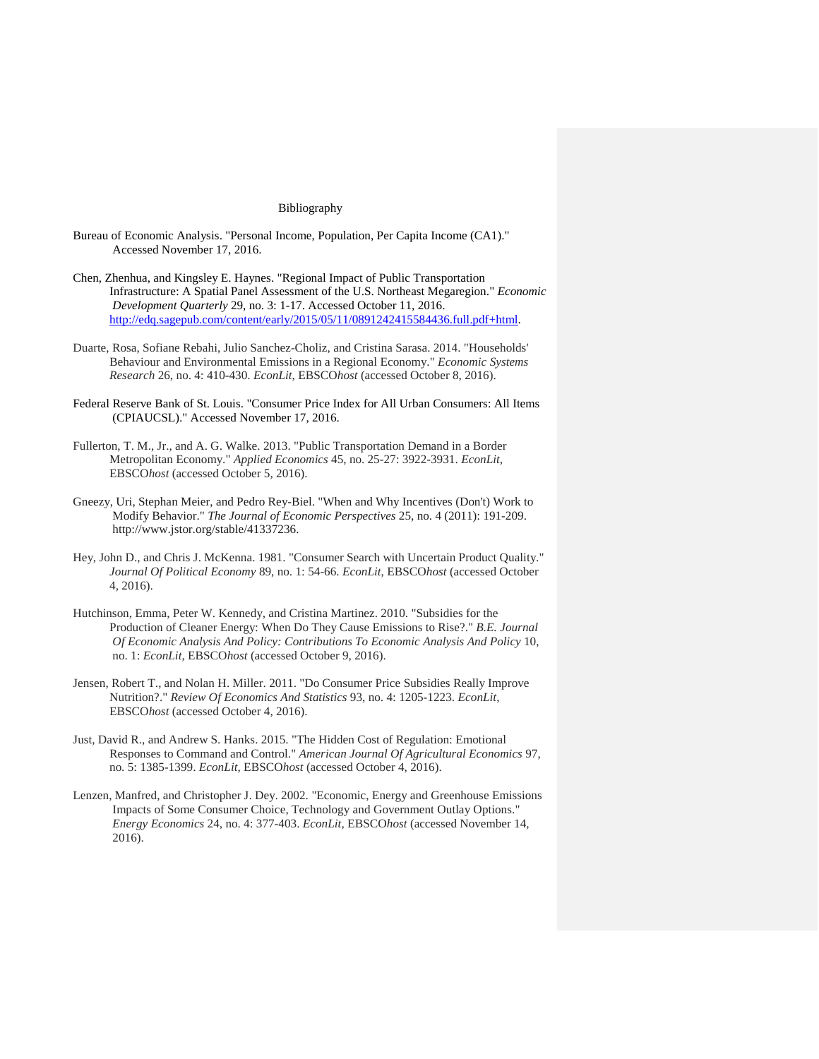# Bibliography

Bureau of Economic Analysis. "Personal Income, Population, Per Capita Income (CA1)." Accessed November 17, 2016.

Chen, Zhenhua, and Kingsley E. Haynes. "Regional Impact of Public Transportation Infrastructure: A Spatial Panel Assessment of the U.S. Northeast Megaregion." *Economic Development Quarterly* 29, no. 3: 1-17. Accessed October 11, 2016. http://edq.sagepub.com/content/early/2015/05/11/0891242415584436.full.pdf+html.

Duarte, Rosa, Sofiane Rebahi, Julio Sanchez-Choliz, and Cristina Sarasa. 2014. "Households' Behaviour and Environmental Emissions in a Regional Economy." *Economic Systems Research* 26, no. 4: 410-430. *EconLit*, EBSCO*host* (accessed October 8, 2016).

Federal Reserve Bank of St. Louis. "Consumer Price Index for All Urban Consumers: All Items (CPIAUCSL)." Accessed November 17, 2016.

Fullerton, T. M., Jr., and A. G. Walke. 2013. "Public Transportation Demand in a Border Metropolitan Economy." *Applied Economics* 45, no. 25-27: 3922-3931. *EconLit*, EBSCO*host* (accessed October 5, 2016).

Gneezy, Uri, Stephan Meier, and Pedro Rey-Biel. "When and Why Incentives (Don't) Work to Modify Behavior." *The Journal of Economic Perspectives* 25, no. 4 (2011): 191-209. http://www.jstor.org/stable/41337236.

Hey, John D., and Chris J. McKenna. 1981. "Consumer Search with Uncertain Product Quality." *Journal Of Political Economy* 89, no. 1: 54-66. *EconLit*, EBSCO*host* (accessed October 4, 2016).

Hutchinson, Emma, Peter W. Kennedy, and Cristina Martinez. 2010. "Subsidies for the Production of Cleaner Energy: When Do They Cause Emissions to Rise?." *B.E. Journal Of Economic Analysis And Policy: Contributions To Economic Analysis And Policy* 10, no. 1: *EconLit*, EBSCO*host* (accessed October 9, 2016).

Jensen, Robert T., and Nolan H. Miller. 2011. "Do Consumer Price Subsidies Really Improve Nutrition?." *Review Of Economics And Statistics* 93, no. 4: 1205-1223. *EconLit*, EBSCO*host* (accessed October 4, 2016).

Just, David R., and Andrew S. Hanks. 2015. "The Hidden Cost of Regulation: Emotional Responses to Command and Control." *American Journal Of Agricultural Economics* 97, no. 5: 1385-1399. *EconLit*, EBSCO*host* (accessed October 4, 2016).

Lenzen, Manfred, and Christopher J. Dey. 2002. "Economic, Energy and Greenhouse Emissions Impacts of Some Consumer Choice, Technology and Government Outlay Options." *Energy Economics* 24, no. 4: 377-403. *EconLit*, EBSCO*host* (accessed November 14, 2016).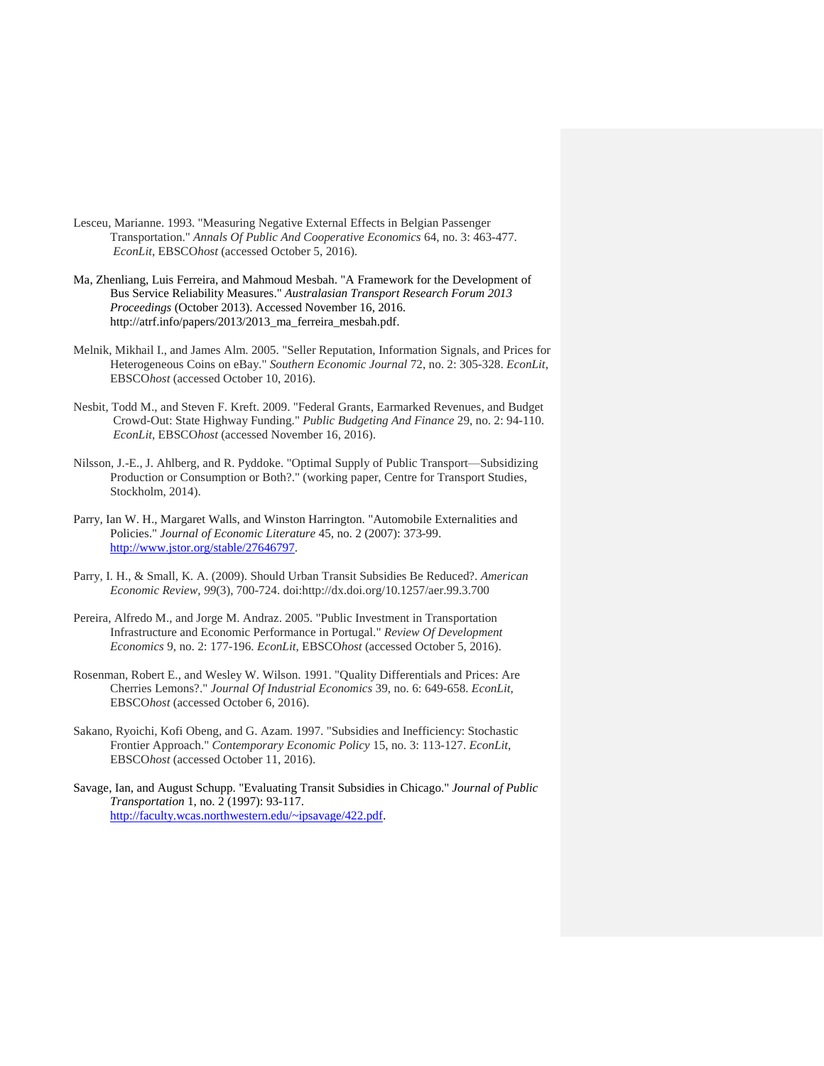Lesceu, Marianne. 1993. "Measuring Negative External Effects in Belgian Passenger Transportation." *Annals Of Public And Cooperative Economics* 64, no. 3: 463-477. *EconLit*, EBSCO*host* (accessed October 5, 2016).

Ma, Zhenliang, Luis Ferreira, and Mahmoud Mesbah. "A Framework for the Development of Bus Service Reliability Measures." *Australasian Transport Research Forum 2013 Proceedings* (October 2013). Accessed November 16, 2016. http://atrf.info/papers/2013/2013_ma_ferreira_mesbah.pdf.

Melnik, Mikhail I., and James Alm. 2005. "Seller Reputation, Information Signals, and Prices for Heterogeneous Coins on eBay." *Southern Economic Journal* 72, no. 2: 305-328. *EconLit*, EBSCO*host* (accessed October 10, 2016).

Nesbit, Todd M., and Steven F. Kreft. 2009. "Federal Grants, Earmarked Revenues, and Budget Crowd-Out: State Highway Funding." *Public Budgeting And Finance* 29, no. 2: 94-110. *EconLit*, EBSCO*host* (accessed November 16, 2016).

Nilsson, J.-E., J. Ahlberg, and R. Pyddoke. "Optimal Supply of Public Transport—Subsidizing Production or Consumption or Both?." (working paper, Centre for Transport Studies, Stockholm, 2014).

Parry, Ian W. H., Margaret Walls, and Winston Harrington. "Automobile Externalities and Policies." *Journal of Economic Literature* 45, no. 2 (2007): 373-99. http://www.jstor.org/stable/27646797.

Parry, I. H., & Small, K. A. (2009). Should Urban Transit Subsidies Be Reduced?. *American Economic Review*, *99*(3), 700-724. doi:http://dx.doi.org/10.1257/aer.99.3.700

Pereira, Alfredo M., and Jorge M. Andraz. 2005. "Public Investment in Transportation Infrastructure and Economic Performance in Portugal." *Review Of Development Economics* 9, no. 2: 177-196. *EconLit*, EBSCO*host* (accessed October 5, 2016).

Rosenman, Robert E., and Wesley W. Wilson. 1991. "Quality Differentials and Prices: Are Cherries Lemons?." *Journal Of Industrial Economics* 39, no. 6: 649-658. *EconLit*, EBSCO*host* (accessed October 6, 2016).

Sakano, Ryoichi, Kofi Obeng, and G. Azam. 1997. "Subsidies and Inefficiency: Stochastic Frontier Approach." *Contemporary Economic Policy* 15, no. 3: 113-127. *EconLit*, EBSCO*host* (accessed October 11, 2016).

Savage, Ian, and August Schupp. "Evaluating Transit Subsidies in Chicago." *Journal of Public Transportation* 1, no. 2 (1997): 93-117. http://faculty.wcas.northwestern.edu/~ipsavage/422.pdf.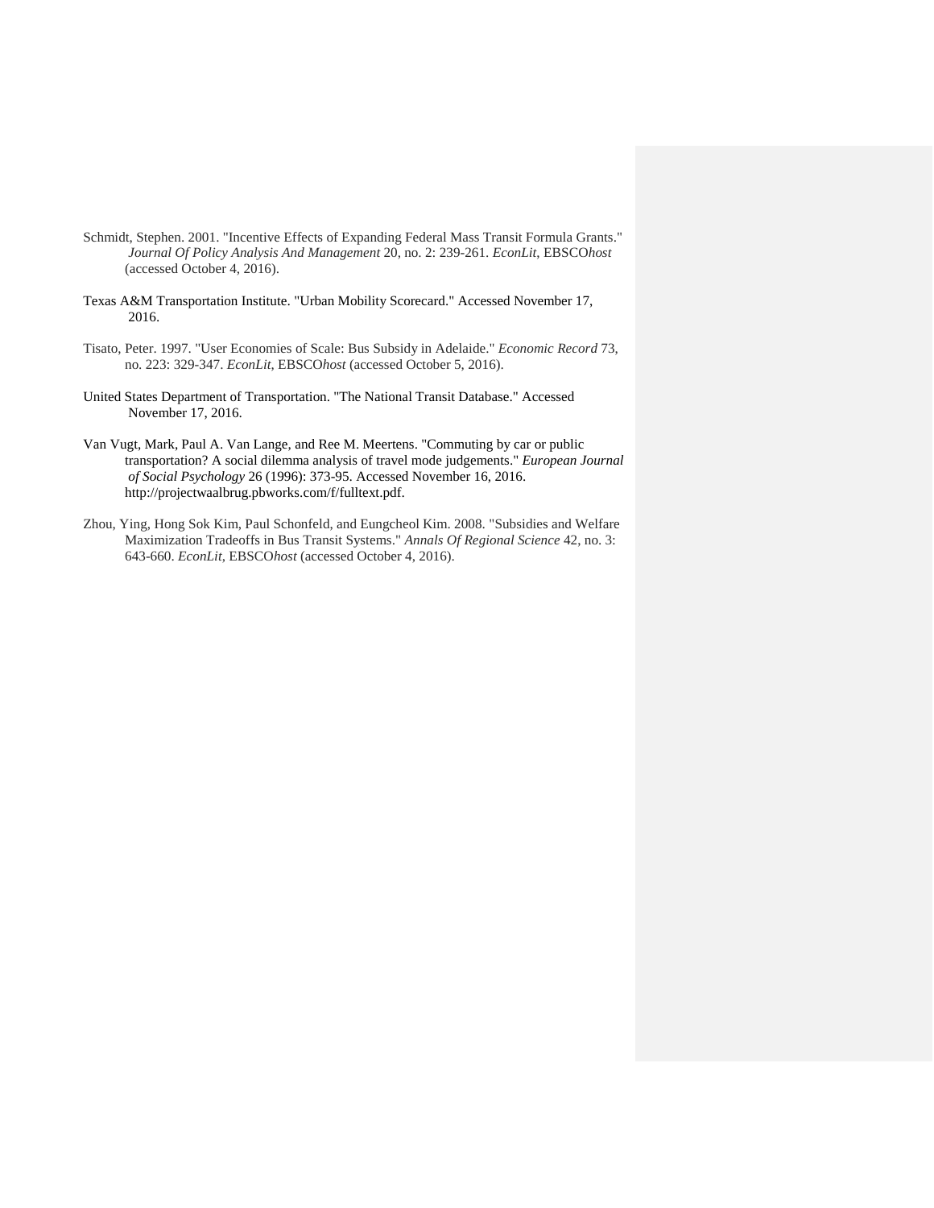Schmidt, Stephen. 2001. "Incentive Effects of Expanding Federal Mass Transit Formula Grants." *Journal Of Policy Analysis And Management* 20, no. 2: 239-261. *EconLit*, EBSCO*host* (accessed October 4, 2016).

Texas A&M Transportation Institute. "Urban Mobility Scorecard." Accessed November 17, 2016.

Tisato, Peter. 1997. "User Economies of Scale: Bus Subsidy in Adelaide." *Economic Record* 73, no. 223: 329-347. *EconLit*, EBSCO*host* (accessed October 5, 2016).

United States Department of Transportation. "The National Transit Database." Accessed November 17, 2016.

Van Vugt, Mark, Paul A. Van Lange, and Ree M. Meertens. "Commuting by car or public transportation? A social dilemma analysis of travel mode judgements." *European Journal of Social Psychology* 26 (1996): 373-95. Accessed November 16, 2016. http://projectwaalbrug.pbworks.com/f/fulltext.pdf.

Zhou, Ying, Hong Sok Kim, Paul Schonfeld, and Eungcheol Kim. 2008. "Subsidies and Welfare Maximization Tradeoffs in Bus Transit Systems." *Annals Of Regional Science* 42, no. 3: 643-660. *EconLit*, EBSCO*host* (accessed October 4, 2016).